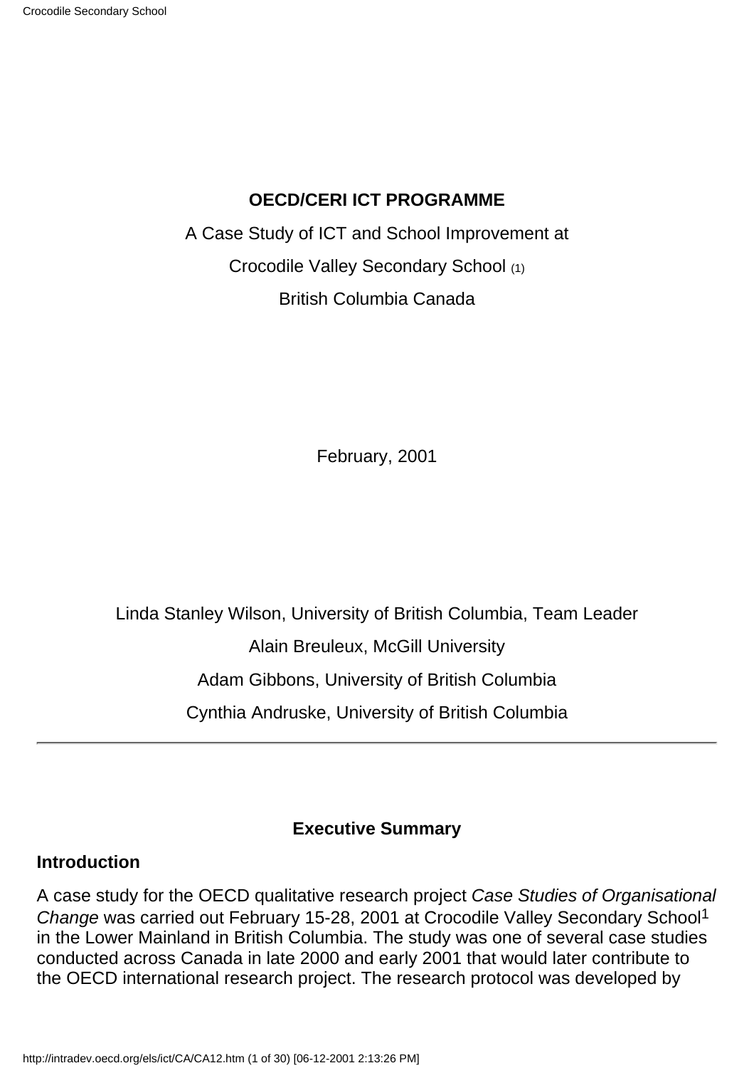**OECD/CERI ICT PROGRAMME**

A Case Study of ICT and School Improvement at

Crocodile Valley Secondary School (1)

British Columbia Canada

February, 2001

Linda Stanley Wilson, University of British Columbia, Team Leader

Alain Breuleux, McGill University

Adam Gibbons, University of British Columbia

Cynthia Andruske, University of British Columbia

---

## Executive Summary

### Introduction

A case study for the OECD qualitative research project *Case Studies of Organisational Change* was carried out February 15-28, 2001 at Crocodile Valley Secondary School[1] in the Lower Mainland in British Columbia. The study was one of several case studies conducted across Canada in late 2000 and early 2001 that would later contribute to the OECD international research project. The research protocol was developed by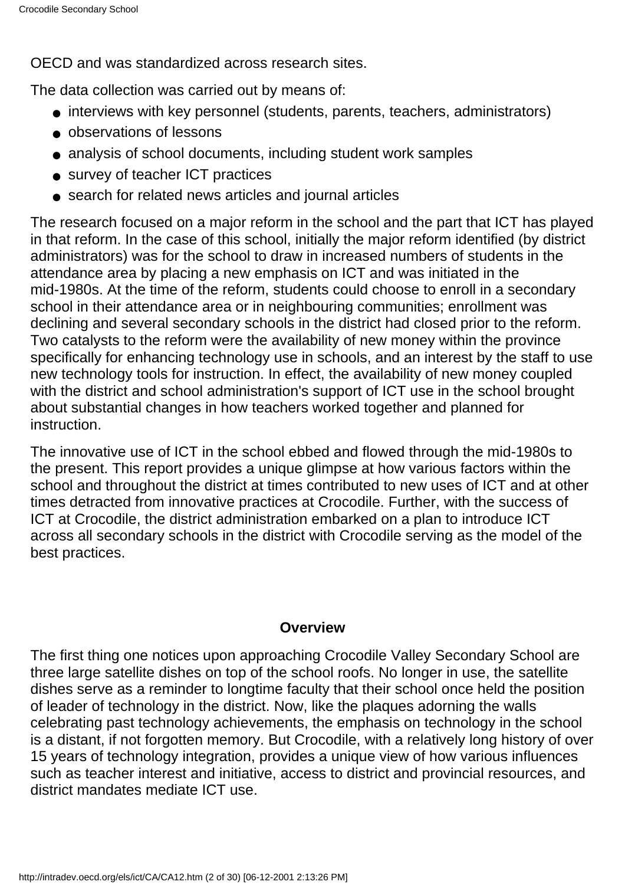OECD and was standardized across research sites.

The data collection was carried out by means of:

- interviews with key personnel (students, parents, teachers, administrators)
- observations of lessons
- analysis of school documents, including student work samples
- survey of teacher ICT practices
- search for related news articles and journal articles

The research focused on a major reform in the school and the part that ICT has played in that reform. In the case of this school, initially the major reform identified (by district administrators) was for the school to draw in increased numbers of students in the attendance area by placing a new emphasis on ICT and was initiated in the mid-1980s. At the time of the reform, students could choose to enroll in a secondary school in their attendance area or in neighbouring communities; enrollment was declining and several secondary schools in the district had closed prior to the reform. Two catalysts to the reform were the availability of new money within the province specifically for enhancing technology use in schools, and an interest by the staff to use new technology tools for instruction. In effect, the availability of new money coupled with the district and school administration's support of ICT use in the school brought about substantial changes in how teachers worked together and planned for instruction.

The innovative use of ICT in the school ebbed and flowed through the mid-1980s to the present. This report provides a unique glimpse at how various factors within the school and throughout the district at times contributed to new uses of ICT and at other times detracted from innovative practices at Crocodile. Further, with the success of ICT at Crocodile, the district administration embarked on a plan to introduce ICT across all secondary schools in the district with Crocodile serving as the model of the best practices.

## Overview

The first thing one notices upon approaching Crocodile Valley Secondary School are three large satellite dishes on top of the school roofs. No longer in use, the satellite dishes serve as a reminder to longtime faculty that their school once held the position of leader of technology in the district. Now, like the plaques adorning the walls celebrating past technology achievements, the emphasis on technology in the school is a distant, if not forgotten memory. But Crocodile, with a relatively long history of over 15 years of technology integration, provides a unique view of how various influences such as teacher interest and initiative, access to district and provincial resources, and district mandates mediate ICT use.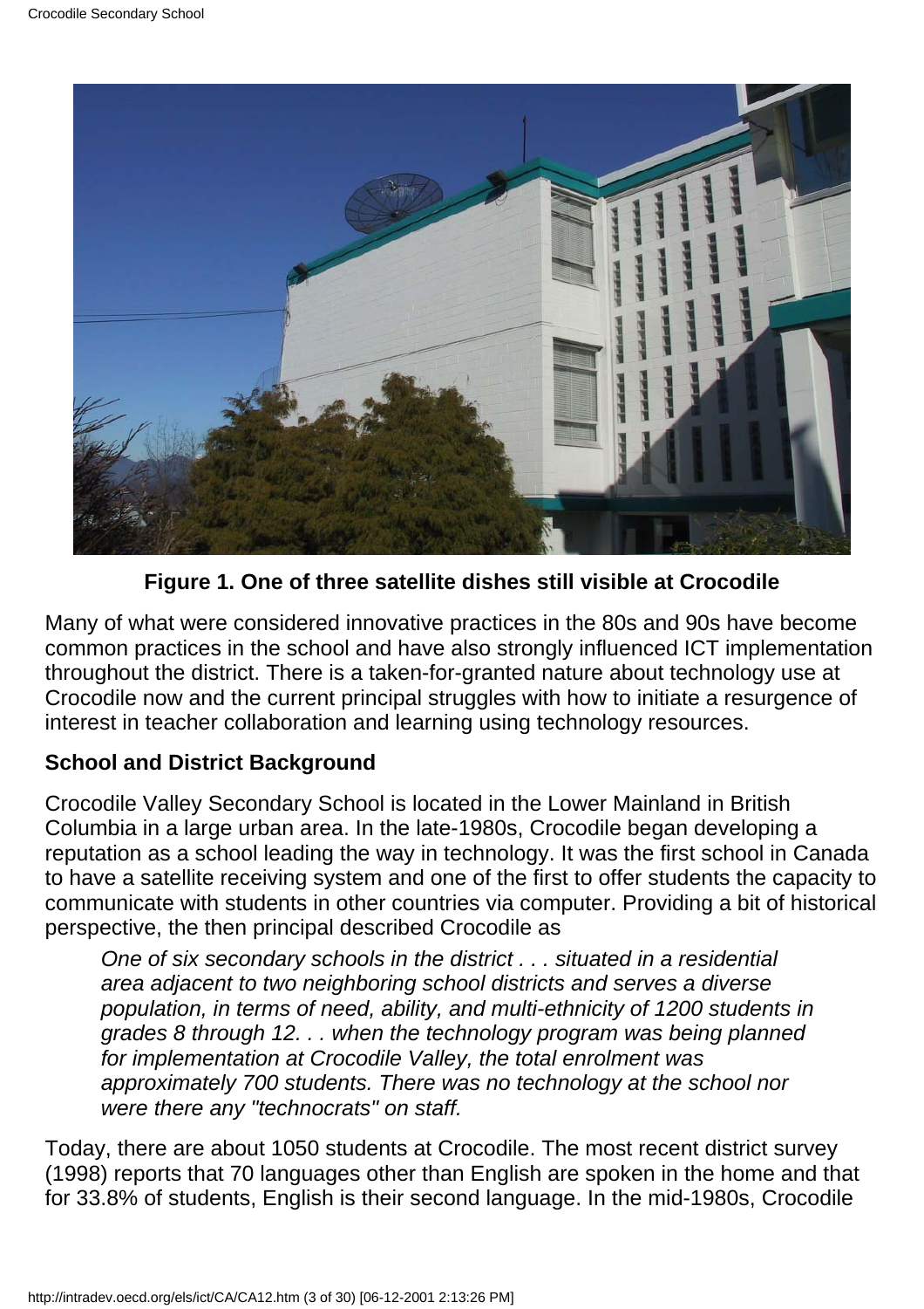**Figure 1. One of three satellite dishes still visible at Crocodile**

Many of what were considered innovative practices in the 80s and 90s have become common practices in the school and have also strongly influenced ICT implementation throughout the district. There is a taken-for-granted nature about technology use at Crocodile now and the current principal struggles with how to initiate a resurgence of interest in teacher collaboration and learning using technology resources.

**School and District Background**

Crocodile Valley Secondary School is located in the Lower Mainland in British Columbia in a large urban area. In the late-1980s, Crocodile began developing a reputation as a school leading the way in technology. It was the first school in Canada to have a satellite receiving system and one of the first to offer students the capacity to communicate with students in other countries via computer. Providing a bit of historical perspective, the then principal described Crocodile as

> *One of six secondary schools in the district . . . situated in a residential area adjacent to two neighboring school districts and serves a diverse population, in terms of need, ability, and multi-ethnicity of 1200 students in grades 8 through 12. . . when the technology program was being planned for implementation at Crocodile Valley, the total enrolment was approximately 700 students. There was no technology at the school nor were there any "technocrats" on staff.*

Today, there are about 1050 students at Crocodile. The most recent district survey (1998) reports that 70 languages other than English are spoken in the home and that for 33.8% of students, English is their second language. In the mid-1980s, Crocodile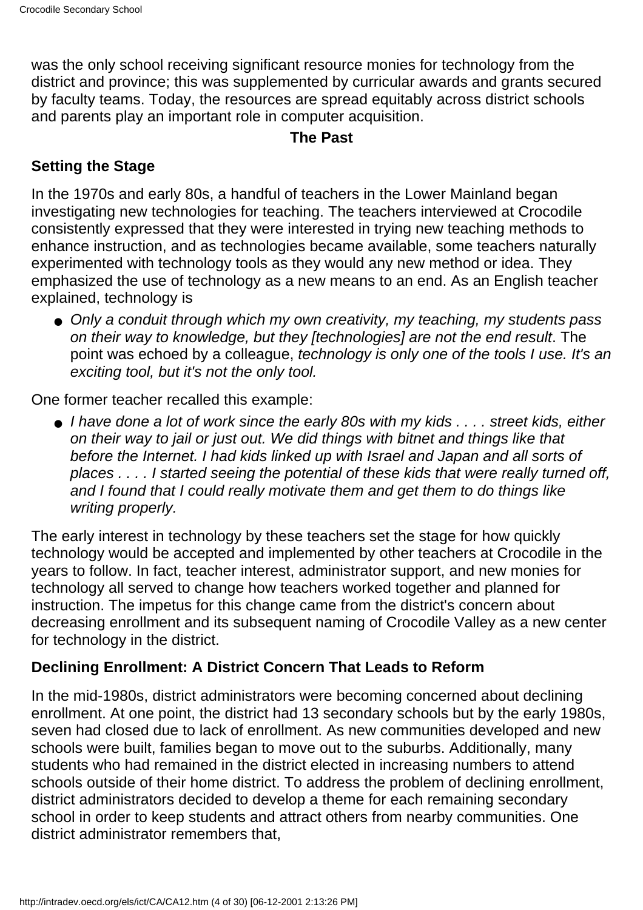was the only school receiving significant resource monies for technology from the district and province; this was supplemented by curricular awards and grants secured by faculty teams. Today, the resources are spread equitably across district schools and parents play an important role in computer acquisition.

## The Past

### Setting the Stage

In the 1970s and early 80s, a handful of teachers in the Lower Mainland began investigating new technologies for teaching. The teachers interviewed at Crocodile consistently expressed that they were interested in trying new teaching methods to enhance instruction, and as technologies became available, some teachers naturally experimented with technology tools as they would any new method or idea. They emphasized the use of technology as a new means to an end. As an English teacher explained, technology is

- *Only a conduit through which my own creativity, my teaching, my students pass on their way to knowledge, but they [technologies] are not the end result*. The point was echoed by a colleague, *technology is only one of the tools I use. It's an exciting tool, but it's not the only tool.*

One former teacher recalled this example:

- *I have done a lot of work since the early 80s with my kids . . . . street kids, either on their way to jail or just out. We did things with bitnet and things like that before the Internet. I had kids linked up with Israel and Japan and all sorts of places . . . . I started seeing the potential of these kids that were really turned off, and I found that I could really motivate them and get them to do things like writing properly.*

The early interest in technology by these teachers set the stage for how quickly technology would be accepted and implemented by other teachers at Crocodile in the years to follow. In fact, teacher interest, administrator support, and new monies for technology all served to change how teachers worked together and planned for instruction. The impetus for this change came from the district's concern about decreasing enrollment and its subsequent naming of Crocodile Valley as a new center for technology in the district.

### Declining Enrollment: A District Concern That Leads to Reform

In the mid-1980s, district administrators were becoming concerned about declining enrollment. At one point, the district had 13 secondary schools but by the early 1980s, seven had closed due to lack of enrollment. As new communities developed and new schools were built, families began to move out to the suburbs. Additionally, many students who had remained in the district elected in increasing numbers to attend schools outside of their home district. To address the problem of declining enrollment, district administrators decided to develop a theme for each remaining secondary school in order to keep students and attract others from nearby communities. One district administrator remembers that,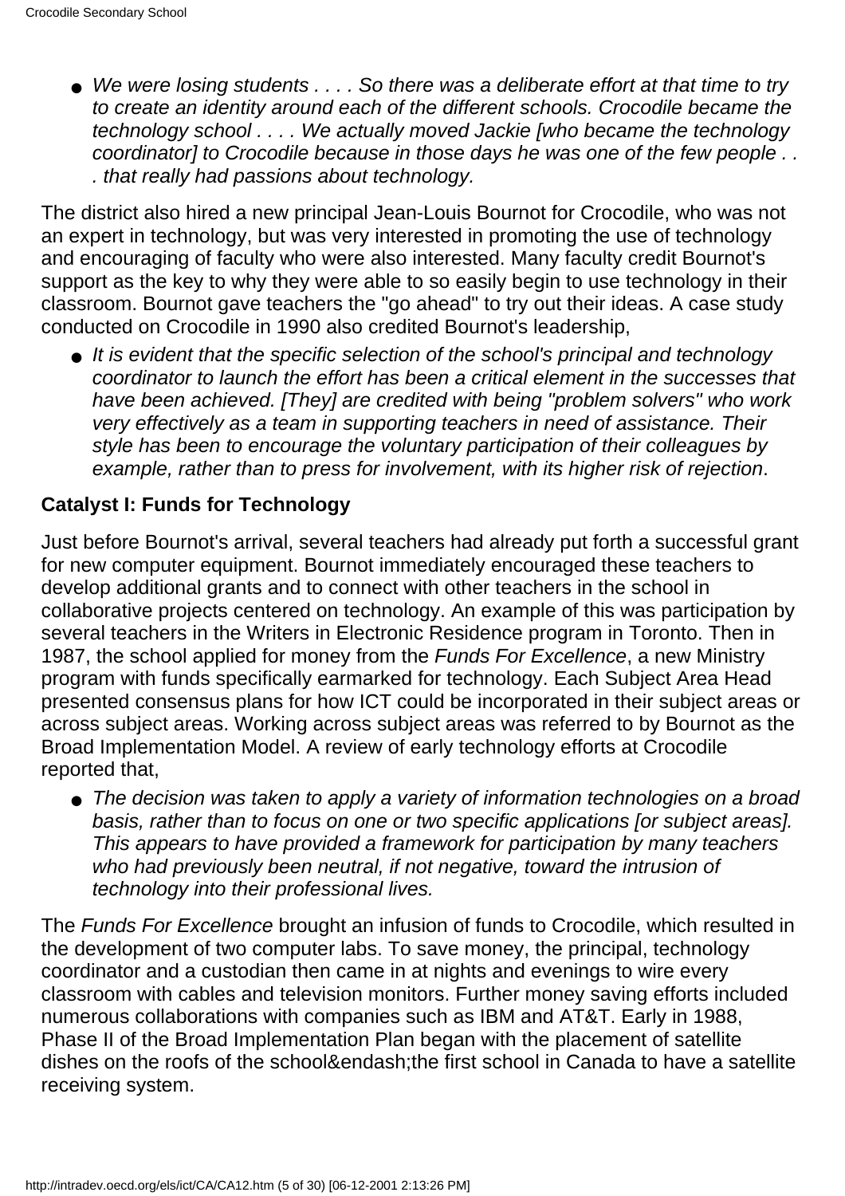- *We were losing students . . . . So there was a deliberate effort at that time to try to create an identity around each of the different schools. Crocodile became the technology school . . . . We actually moved Jackie [who became the technology coordinator] to Crocodile because in those days he was one of the few people . . . that really had passions about technology.*

The district also hired a new principal Jean-Louis Bournot for Crocodile, who was not an expert in technology, but was very interested in promoting the use of technology and encouraging of faculty who were also interested. Many faculty credit Bournot's support as the key to why they were able to so easily begin to use technology in their classroom. Bournot gave teachers the "go ahead" to try out their ideas. A case study conducted on Crocodile in 1990 also credited Bournot's leadership,

- *It is evident that the specific selection of the school's principal and technology coordinator to launch the effort has been a critical element in the successes that have been achieved. [They] are credited with being "problem solvers" who work very effectively as a team in supporting teachers in need of assistance. Their style has been to encourage the voluntary participation of their colleagues by example, rather than to press for involvement, with its higher risk of rejection*.

**Catalyst I: Funds for Technology**

Just before Bournot's arrival, several teachers had already put forth a successful grant for new computer equipment. Bournot immediately encouraged these teachers to develop additional grants and to connect with other teachers in the school in collaborative projects centered on technology. An example of this was participation by several teachers in the Writers in Electronic Residence program in Toronto. Then in 1987, the school applied for money from the *Funds For Excellence*, a new Ministry program with funds specifically earmarked for technology. Each Subject Area Head presented consensus plans for how ICT could be incorporated in their subject areas or across subject areas. Working across subject areas was referred to by Bournot as the Broad Implementation Model. A review of early technology efforts at Crocodile reported that,

- *The decision was taken to apply a variety of information technologies on a broad basis, rather than to focus on one or two specific applications [or subject areas]. This appears to have provided a framework for participation by many teachers who had previously been neutral, if not negative, toward the intrusion of technology into their professional lives.*

The *Funds For Excellence* brought an infusion of funds to Crocodile, which resulted in the development of two computer labs. To save money, the principal, technology coordinator and a custodian then came in at nights and evenings to wire every classroom with cables and television monitors. Further money saving efforts included numerous collaborations with companies such as IBM and AT&T. Early in 1988, Phase II of the Broad Implementation Plan began with the placement of satellite dishes on the roofs of the school&endash;the first school in Canada to have a satellite receiving system.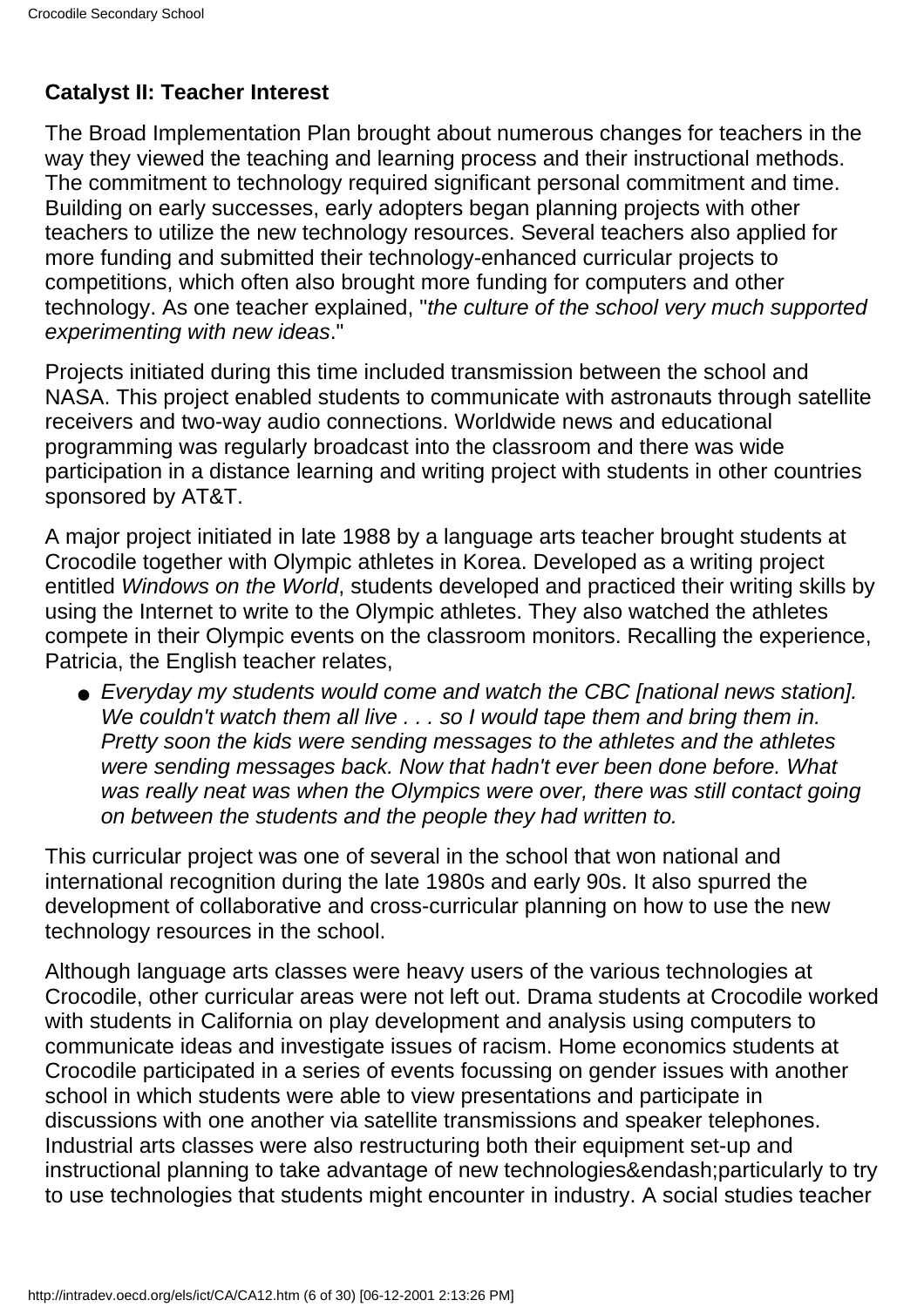**Catalyst II: Teacher Interest**

The Broad Implementation Plan brought about numerous changes for teachers in the way they viewed the teaching and learning process and their instructional methods. The commitment to technology required significant personal commitment and time. Building on early successes, early adopters began planning projects with other teachers to utilize the new technology resources. Several teachers also applied for more funding and submitted their technology-enhanced curricular projects to competitions, which often also brought more funding for computers and other technology. As one teacher explained, "*the culture of the school very much supported experimenting with new ideas*."

Projects initiated during this time included transmission between the school and NASA. This project enabled students to communicate with astronauts through satellite receivers and two-way audio connections. Worldwide news and educational programming was regularly broadcast into the classroom and there was wide participation in a distance learning and writing project with students in other countries sponsored by AT&T.

A major project initiated in late 1988 by a language arts teacher brought students at Crocodile together with Olympic athletes in Korea. Developed as a writing project entitled *Windows on the World*, students developed and practiced their writing skills by using the Internet to write to the Olympic athletes. They also watched the athletes compete in their Olympic events on the classroom monitors. Recalling the experience, Patricia, the English teacher relates,

- *Everyday my students would come and watch the CBC [national news station]. We couldn't watch them all live . . . so I would tape them and bring them in. Pretty soon the kids were sending messages to the athletes and the athletes were sending messages back. Now that hadn't ever been done before. What was really neat was when the Olympics were over, there was still contact going on between the students and the people they had written to.*

This curricular project was one of several in the school that won national and international recognition during the late 1980s and early 90s. It also spurred the development of collaborative and cross-curricular planning on how to use the new technology resources in the school.

Although language arts classes were heavy users of the various technologies at Crocodile, other curricular areas were not left out. Drama students at Crocodile worked with students in California on play development and analysis using computers to communicate ideas and investigate issues of racism. Home economics students at Crocodile participated in a series of events focussing on gender issues with another school in which students were able to view presentations and participate in discussions with one another via satellite transmissions and speaker telephones. Industrial arts classes were also restructuring both their equipment set-up and instructional planning to take advantage of new technologies&endash;particularly to try to use technologies that students might encounter in industry. A social studies teacher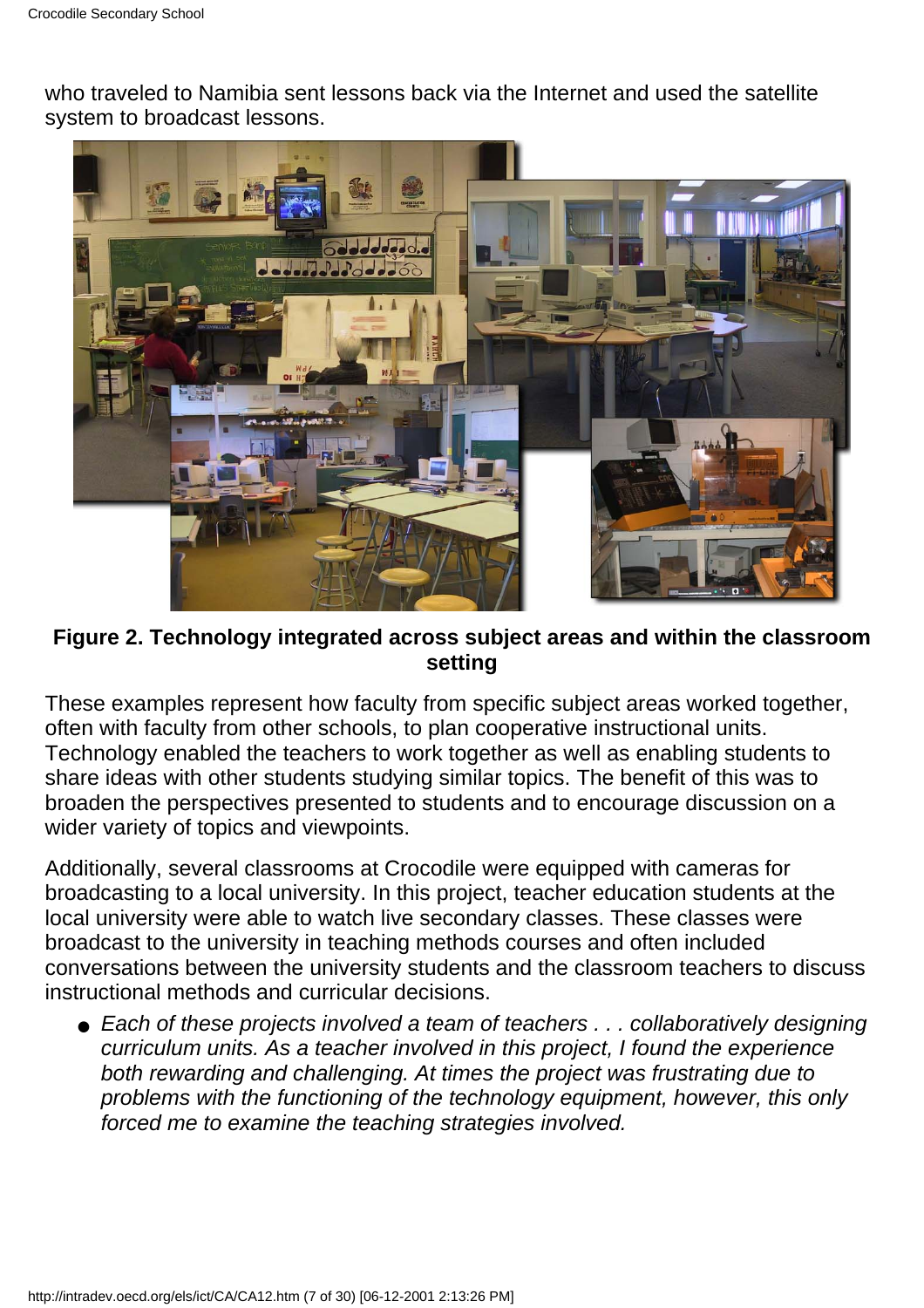who traveled to Namibia sent lessons back via the Internet and used the satellite system to broadcast lessons.

**Figure 2. Technology integrated across subject areas and within the classroom setting**

These examples represent how faculty from specific subject areas worked together, often with faculty from other schools, to plan cooperative instructional units. Technology enabled the teachers to work together as well as enabling students to share ideas with other students studying similar topics. The benefit of this was to broaden the perspectives presented to students and to encourage discussion on a wider variety of topics and viewpoints.

Additionally, several classrooms at Crocodile were equipped with cameras for broadcasting to a local university. In this project, teacher education students at the local university were able to watch live secondary classes. These classes were broadcast to the university in teaching methods courses and often included conversations between the university students and the classroom teachers to discuss instructional methods and curricular decisions.

- *Each of these projects involved a team of teachers . . . collaboratively designing curriculum units. As a teacher involved in this project, I found the experience both rewarding and challenging. At times the project was frustrating due to problems with the functioning of the technology equipment, however, this only forced me to examine the teaching strategies involved.*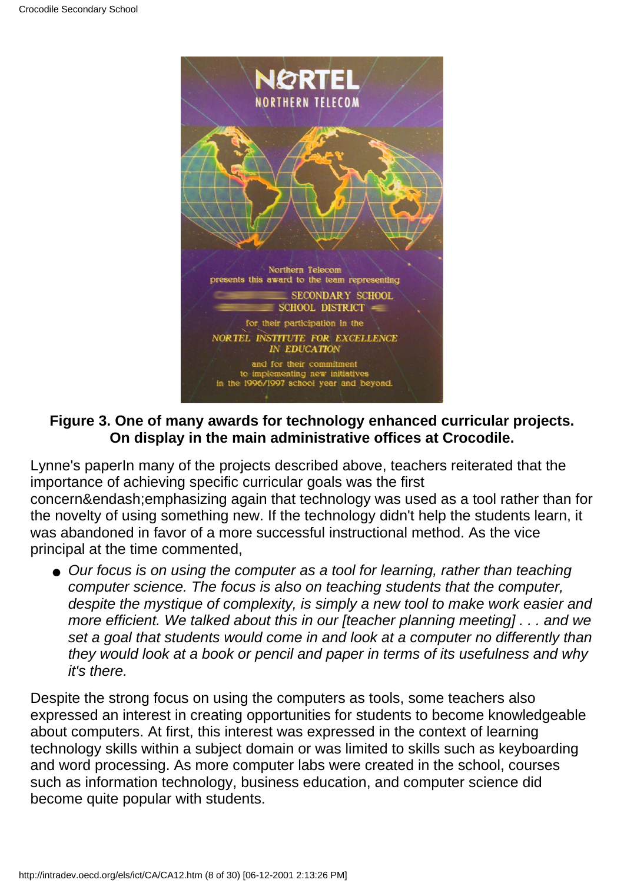**Figure 3. One of many awards for technology enhanced curricular projects. On display in the main administrative offices at Crocodile.**

Lynne's paperIn many of the projects described above, teachers reiterated that the importance of achieving specific curricular goals was the first concern&endash;emphasizing again that technology was used as a tool rather than for the novelty of using something new. If the technology didn't help the students learn, it was abandoned in favor of a more successful instructional method. As the vice principal at the time commented,

- *Our focus is on using the computer as a tool for learning, rather than teaching computer science. The focus is also on teaching students that the computer, despite the mystique of complexity, is simply a new tool to make work easier and more efficient. We talked about this in our [teacher planning meeting] . . . and we set a goal that students would come in and look at a computer no differently than they would look at a book or pencil and paper in terms of its usefulness and why it's there.*

Despite the strong focus on using the computers as tools, some teachers also expressed an interest in creating opportunities for students to become knowledgeable about computers. At first, this interest was expressed in the context of learning technology skills within a subject domain or was limited to skills such as keyboarding and word processing. As more computer labs were created in the school, courses such as information technology, business education, and computer science did become quite popular with students.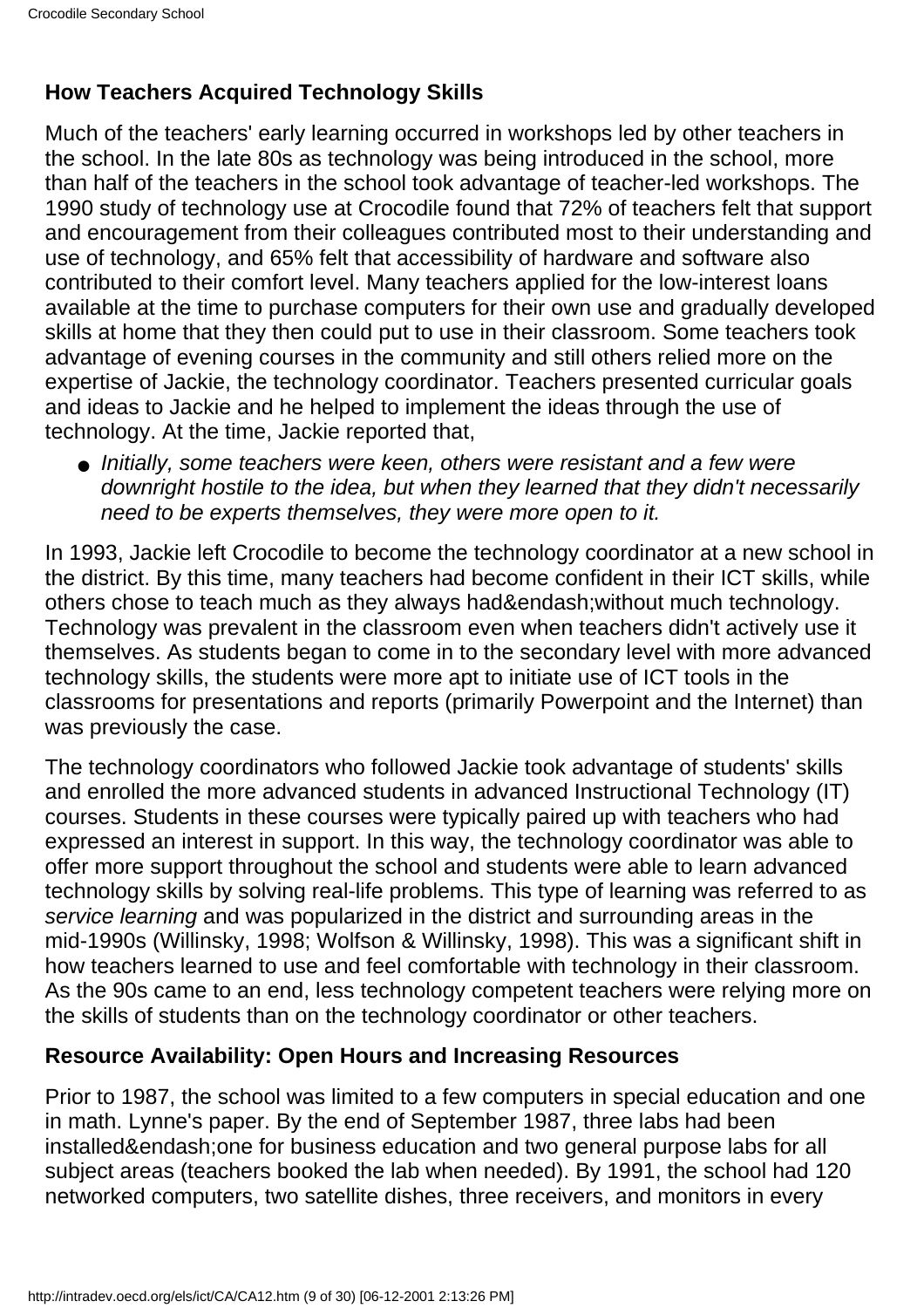### How Teachers Acquired Technology Skills

Much of the teachers' early learning occurred in workshops led by other teachers in the school. In the late 80s as technology was being introduced in the school, more than half of the teachers in the school took advantage of teacher-led workshops. The 1990 study of technology use at Crocodile found that 72% of teachers felt that support and encouragement from their colleagues contributed most to their understanding and use of technology, and 65% felt that accessibility of hardware and software also contributed to their comfort level. Many teachers applied for the low-interest loans available at the time to purchase computers for their own use and gradually developed skills at home that they then could put to use in their classroom. Some teachers took advantage of evening courses in the community and still others relied more on the expertise of Jackie, the technology coordinator. Teachers presented curricular goals and ideas to Jackie and he helped to implement the ideas through the use of technology. At the time, Jackie reported that,

- *Initially, some teachers were keen, others were resistant and a few were downright hostile to the idea, but when they learned that they didn't necessarily need to be experts themselves, they were more open to it.*

In 1993, Jackie left Crocodile to become the technology coordinator at a new school in the district. By this time, many teachers had become confident in their ICT skills, while others chose to teach much as they always had&endash;without much technology. Technology was prevalent in the classroom even when teachers didn't actively use it themselves. As students began to come in to the secondary level with more advanced technology skills, the students were more apt to initiate use of ICT tools in the classrooms for presentations and reports (primarily Powerpoint and the Internet) than was previously the case.

The technology coordinators who followed Jackie took advantage of students' skills and enrolled the more advanced students in advanced Instructional Technology (IT) courses. Students in these courses were typically paired up with teachers who had expressed an interest in support. In this way, the technology coordinator was able to offer more support throughout the school and students were able to learn advanced technology skills by solving real-life problems. This type of learning was referred to as *service learning* and was popularized in the district and surrounding areas in the mid-1990s (Willinsky, 1998; Wolfson & Willinsky, 1998). This was a significant shift in how teachers learned to use and feel comfortable with technology in their classroom. As the 90s came to an end, less technology competent teachers were relying more on the skills of students than on the technology coordinator or other teachers.

### Resource Availability: Open Hours and Increasing Resources

Prior to 1987, the school was limited to a few computers in special education and one in math. Lynne's paper. By the end of September 1987, three labs had been installed&endash;one for business education and two general purpose labs for all subject areas (teachers booked the lab when needed). By 1991, the school had 120 networked computers, two satellite dishes, three receivers, and monitors in every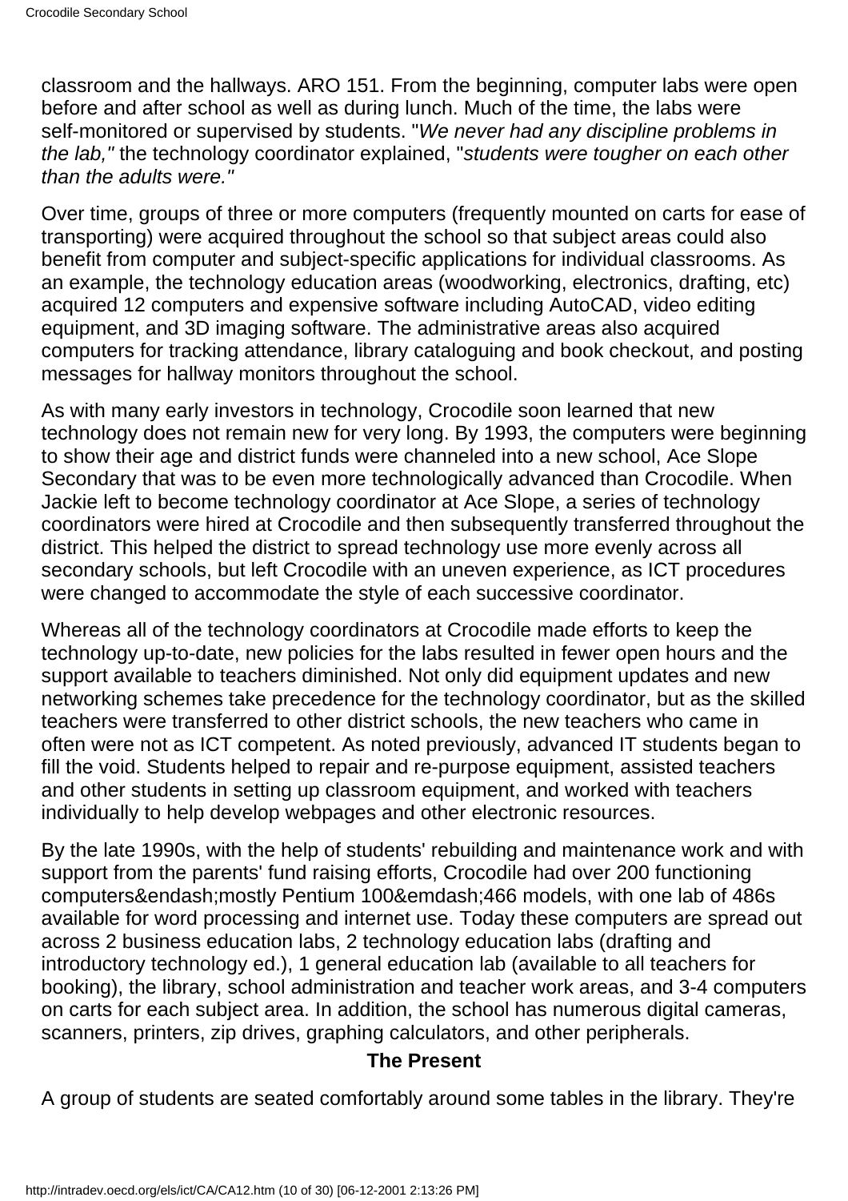classroom and the hallways. ARO 151. From the beginning, computer labs were open before and after school as well as during lunch. Much of the time, the labs were self-monitored or supervised by students. "*We never had any discipline problems in the lab,"* the technology coordinator explained, "*students were tougher on each other than the adults were."*

Over time, groups of three or more computers (frequently mounted on carts for ease of transporting) were acquired throughout the school so that subject areas could also benefit from computer and subject-specific applications for individual classrooms. As an example, the technology education areas (woodworking, electronics, drafting, etc) acquired 12 computers and expensive software including AutoCAD, video editing equipment, and 3D imaging software. The administrative areas also acquired computers for tracking attendance, library cataloguing and book checkout, and posting messages for hallway monitors throughout the school.

As with many early investors in technology, Crocodile soon learned that new technology does not remain new for very long. By 1993, the computers were beginning to show their age and district funds were channeled into a new school, Ace Slope Secondary that was to be even more technologically advanced than Crocodile. When Jackie left to become technology coordinator at Ace Slope, a series of technology coordinators were hired at Crocodile and then subsequently transferred throughout the district. This helped the district to spread technology use more evenly across all secondary schools, but left Crocodile with an uneven experience, as ICT procedures were changed to accommodate the style of each successive coordinator.

Whereas all of the technology coordinators at Crocodile made efforts to keep the technology up-to-date, new policies for the labs resulted in fewer open hours and the support available to teachers diminished. Not only did equipment updates and new networking schemes take precedence for the technology coordinator, but as the skilled teachers were transferred to other district schools, the new teachers who came in often were not as ICT competent. As noted previously, advanced IT students began to fill the void. Students helped to repair and re-purpose equipment, assisted teachers and other students in setting up classroom equipment, and worked with teachers individually to help develop webpages and other electronic resources.

By the late 1990s, with the help of students' rebuilding and maintenance work and with support from the parents' fund raising efforts, Crocodile had over 200 functioning computers&endash;mostly Pentium 100&emdash;466 models, with one lab of 486s available for word processing and internet use. Today these computers are spread out across 2 business education labs, 2 technology education labs (drafting and introductory technology ed.), 1 general education lab (available to all teachers for booking), the library, school administration and teacher work areas, and 3-4 computers on carts for each subject area. In addition, the school has numerous digital cameras, scanners, printers, zip drives, graphing calculators, and other peripherals.

**The Present**

A group of students are seated comfortably around some tables in the library. They're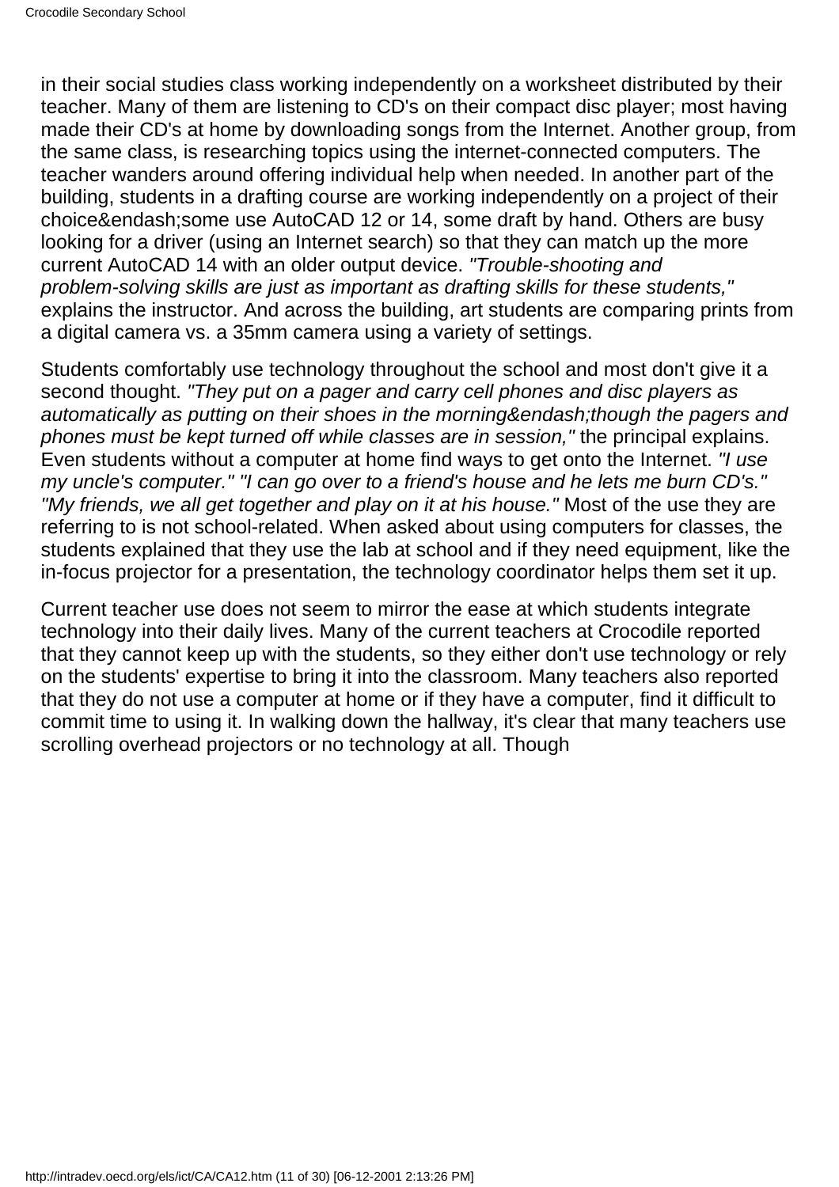in their social studies class working independently on a worksheet distributed by their teacher. Many of them are listening to CD's on their compact disc player; most having made their CD's at home by downloading songs from the Internet. Another group, from the same class, is researching topics using the internet-connected computers. The teacher wanders around offering individual help when needed. In another part of the building, students in a drafting course are working independently on a project of their choice&endash;some use AutoCAD 12 or 14, some draft by hand. Others are busy looking for a driver (using an Internet search) so that they can match up the more current AutoCAD 14 with an older output device. *"Trouble-shooting and problem-solving skills are just as important as drafting skills for these students,"* explains the instructor. And across the building, art students are comparing prints from a digital camera vs. a 35mm camera using a variety of settings.

Students comfortably use technology throughout the school and most don't give it a second thought. *"They put on a pager and carry cell phones and disc players as automatically as putting on their shoes in the morning&endash;though the pagers and phones must be kept turned off while classes are in session,"* the principal explains. Even students without a computer at home find ways to get onto the Internet. *"I use my uncle's computer." "I can go over to a friend's house and he lets me burn CD's." "My friends, we all get together and play on it at his house."* Most of the use they are referring to is not school-related. When asked about using computers for classes, the students explained that they use the lab at school and if they need equipment, like the in-focus projector for a presentation, the technology coordinator helps them set it up.

Current teacher use does not seem to mirror the ease at which students integrate technology into their daily lives. Many of the current teachers at Crocodile reported that they cannot keep up with the students, so they either don't use technology or rely on the students' expertise to bring it into the classroom. Many teachers also reported that they do not use a computer at home or if they have a computer, find it difficult to commit time to using it. In walking down the hallway, it's clear that many teachers use scrolling overhead projectors or no technology at all. Though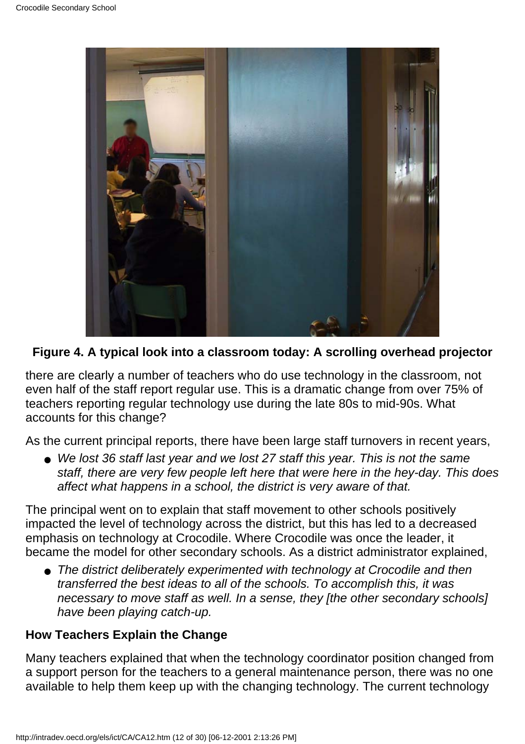**Figure 4. A typical look into a classroom today: A scrolling overhead projector**

there are clearly a number of teachers who do use technology in the classroom, not even half of the staff report regular use. This is a dramatic change from over 75% of teachers reporting regular technology use during the late 80s to mid-90s. What accounts for this change?

As the current principal reports, there have been large staff turnovers in recent years,

- *We lost 36 staff last year and we lost 27 staff this year. This is not the same staff, there are very few people left here that were here in the hey-day. This does affect what happens in a school, the district is very aware of that.*

The principal went on to explain that staff movement to other schools positively impacted the level of technology across the district, but this has led to a decreased emphasis on technology at Crocodile. Where Crocodile was once the leader, it became the model for other secondary schools. As a district administrator explained,

- *The district deliberately experimented with technology at Crocodile and then transferred the best ideas to all of the schools. To accomplish this, it was necessary to move staff as well. In a sense, they [the other secondary schools] have been playing catch-up.*

**How Teachers Explain the Change**

Many teachers explained that when the technology coordinator position changed from a support person for the teachers to a general maintenance person, there was no one available to help them keep up with the changing technology. The current technology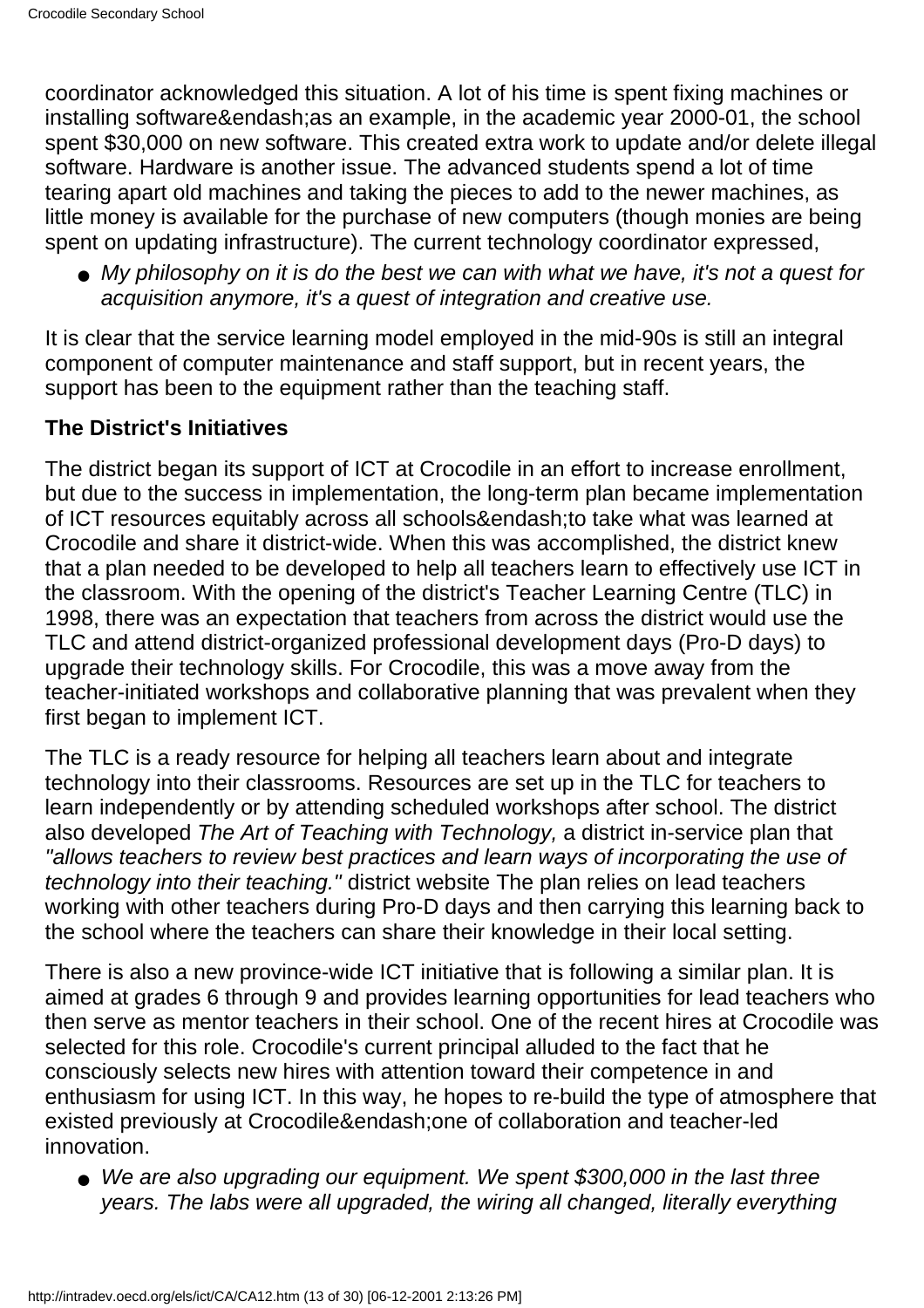coordinator acknowledged this situation. A lot of his time is spent fixing machines or installing software&endash;as an example, in the academic year 2000-01, the school spent $30,000 on new software. This created extra work to update and/or delete illegal software. Hardware is another issue. The advanced students spend a lot of time tearing apart old machines and taking the pieces to add to the newer machines, as little money is available for the purchase of new computers (though monies are being spent on updating infrastructure). The current technology coordinator expressed,

- *My philosophy on it is do the best we can with what we have, it's not a quest for acquisition anymore, it's a quest of integration and creative use.*

It is clear that the service learning model employed in the mid-90s is still an integral component of computer maintenance and staff support, but in recent years, the support has been to the equipment rather than the teaching staff.

**The District's Initiatives**

The district began its support of ICT at Crocodile in an effort to increase enrollment, but due to the success in implementation, the long-term plan became implementation of ICT resources equitably across all schools&endash;to take what was learned at Crocodile and share it district-wide. When this was accomplished, the district knew that a plan needed to be developed to help all teachers learn to effectively use ICT in the classroom. With the opening of the district's Teacher Learning Centre (TLC) in 1998, there was an expectation that teachers from across the district would use the TLC and attend district-organized professional development days (Pro-D days) to upgrade their technology skills. For Crocodile, this was a move away from the teacher-initiated workshops and collaborative planning that was prevalent when they first began to implement ICT.

The TLC is a ready resource for helping all teachers learn about and integrate technology into their classrooms. Resources are set up in the TLC for teachers to learn independently or by attending scheduled workshops after school. The district also developed *The Art of Teaching with Technology,* a district in-service plan that *"allows teachers to review best practices and learn ways of incorporating the use of technology into their teaching."* district website The plan relies on lead teachers working with other teachers during Pro-D days and then carrying this learning back to the school where the teachers can share their knowledge in their local setting.

There is also a new province-wide ICT initiative that is following a similar plan. It is aimed at grades 6 through 9 and provides learning opportunities for lead teachers who then serve as mentor teachers in their school. One of the recent hires at Crocodile was selected for this role. Crocodile's current principal alluded to the fact that he consciously selects new hires with attention toward their competence in and enthusiasm for using ICT. In this way, he hopes to re-build the type of atmosphere that existed previously at Crocodile&endash;one of collaboration and teacher-led innovation.

- *We are also upgrading our equipment. We spent $300,000 in the last three years. The labs were all upgraded, the wiring all changed, literally everything*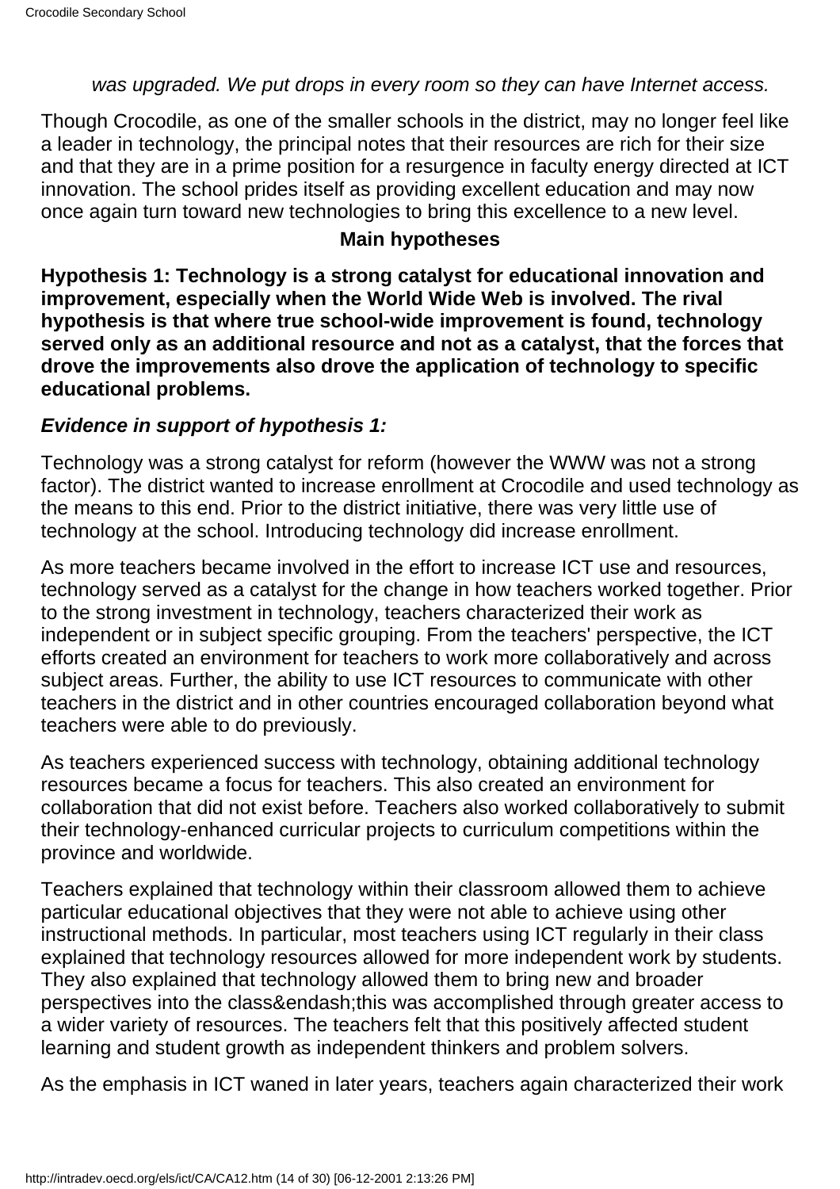*was upgraded. We put drops in every room so they can have Internet access.*

Though Crocodile, as one of the smaller schools in the district, may no longer feel like a leader in technology, the principal notes that their resources are rich for their size and that they are in a prime position for a resurgence in faculty energy directed at ICT innovation. The school prides itself as providing excellent education and may now once again turn toward new technologies to bring this excellence to a new level.

### Main hypotheses

**Hypothesis 1: Technology is a strong catalyst for educational innovation and improvement, especially when the World Wide Web is involved. The rival hypothesis is that where true school-wide improvement is found, technology served only as an additional resource and not as a catalyst, that the forces that drove the improvements also drove the application of technology to specific educational problems.**

***Evidence in support of hypothesis 1:***

Technology was a strong catalyst for reform (however the WWW was not a strong factor). The district wanted to increase enrollment at Crocodile and used technology as the means to this end. Prior to the district initiative, there was very little use of technology at the school. Introducing technology did increase enrollment.

As more teachers became involved in the effort to increase ICT use and resources, technology served as a catalyst for the change in how teachers worked together. Prior to the strong investment in technology, teachers characterized their work as independent or in subject specific grouping. From the teachers' perspective, the ICT efforts created an environment for teachers to work more collaboratively and across subject areas. Further, the ability to use ICT resources to communicate with other teachers in the district and in other countries encouraged collaboration beyond what teachers were able to do previously.

As teachers experienced success with technology, obtaining additional technology resources became a focus for teachers. This also created an environment for collaboration that did not exist before. Teachers also worked collaboratively to submit their technology-enhanced curricular projects to curriculum competitions within the province and worldwide.

Teachers explained that technology within their classroom allowed them to achieve particular educational objectives that they were not able to achieve using other instructional methods. In particular, most teachers using ICT regularly in their class explained that technology resources allowed for more independent work by students. They also explained that technology allowed them to bring new and broader perspectives into the class&endash;this was accomplished through greater access to a wider variety of resources. The teachers felt that this positively affected student learning and student growth as independent thinkers and problem solvers.

As the emphasis in ICT waned in later years, teachers again characterized their work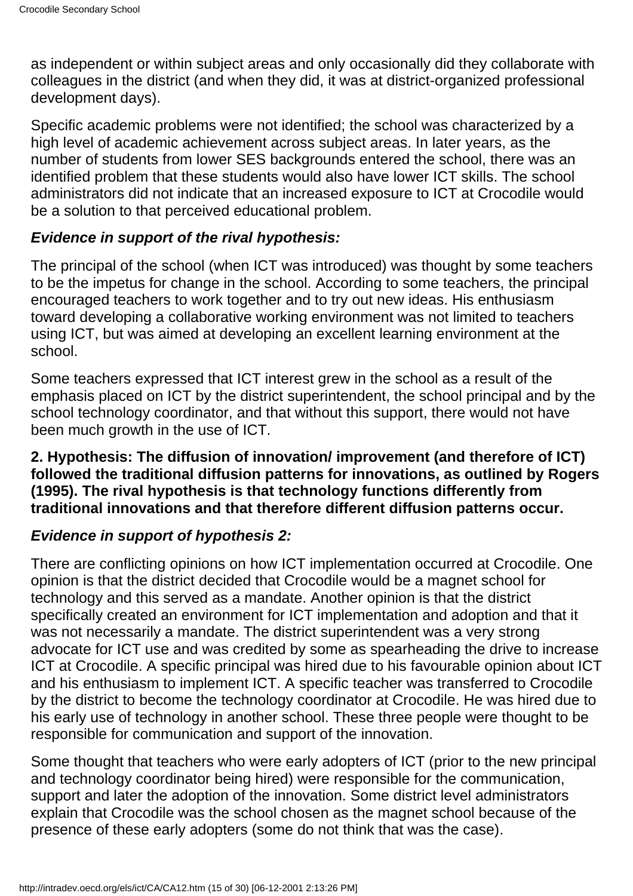as independent or within subject areas and only occasionally did they collaborate with colleagues in the district (and when they did, it was at district-organized professional development days).

Specific academic problems were not identified; the school was characterized by a high level of academic achievement across subject areas. In later years, as the number of students from lower SES backgrounds entered the school, there was an identified problem that these students would also have lower ICT skills. The school administrators did not indicate that an increased exposure to ICT at Crocodile would be a solution to that perceived educational problem.

***Evidence in support of the rival hypothesis:***

The principal of the school (when ICT was introduced) was thought by some teachers to be the impetus for change in the school. According to some teachers, the principal encouraged teachers to work together and to try out new ideas. His enthusiasm toward developing a collaborative working environment was not limited to teachers using ICT, but was aimed at developing an excellent learning environment at the school.

Some teachers expressed that ICT interest grew in the school as a result of the emphasis placed on ICT by the district superintendent, the school principal and by the school technology coordinator, and that without this support, there would not have been much growth in the use of ICT.

**2. Hypothesis: The diffusion of innovation/ improvement (and therefore of ICT) followed the traditional diffusion patterns for innovations, as outlined by Rogers (1995). The rival hypothesis is that technology functions differently from traditional innovations and that therefore different diffusion patterns occur.**

***Evidence in support of hypothesis 2:***

There are conflicting opinions on how ICT implementation occurred at Crocodile. One opinion is that the district decided that Crocodile would be a magnet school for technology and this served as a mandate. Another opinion is that the district specifically created an environment for ICT implementation and adoption and that it was not necessarily a mandate. The district superintendent was a very strong advocate for ICT use and was credited by some as spearheading the drive to increase ICT at Crocodile. A specific principal was hired due to his favourable opinion about ICT and his enthusiasm to implement ICT. A specific teacher was transferred to Crocodile by the district to become the technology coordinator at Crocodile. He was hired due to his early use of technology in another school. These three people were thought to be responsible for communication and support of the innovation.

Some thought that teachers who were early adopters of ICT (prior to the new principal and technology coordinator being hired) were responsible for the communication, support and later the adoption of the innovation. Some district level administrators explain that Crocodile was the school chosen as the magnet school because of the presence of these early adopters (some do not think that was the case).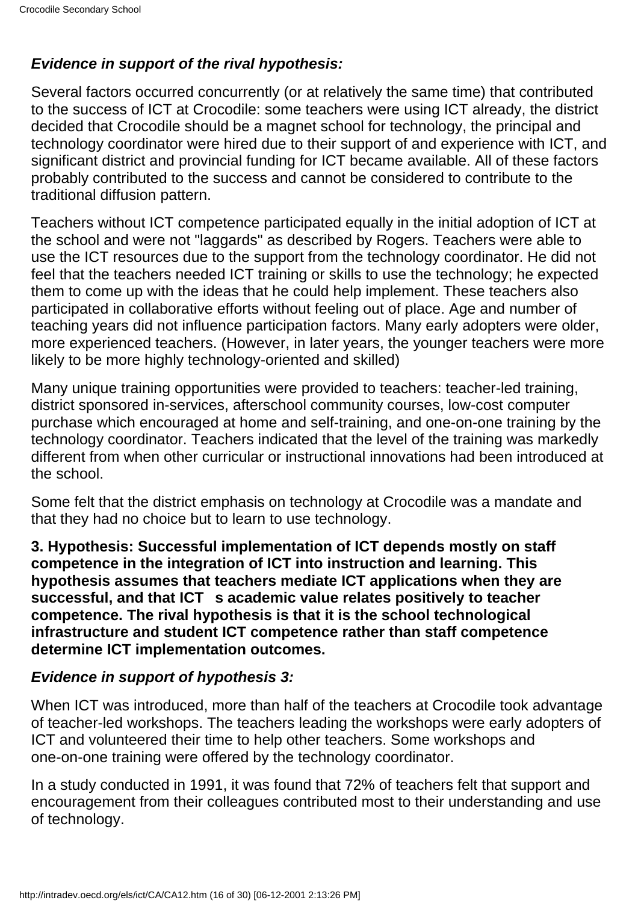***Evidence in support of the rival hypothesis:***

Several factors occurred concurrently (or at relatively the same time) that contributed to the success of ICT at Crocodile: some teachers were using ICT already, the district decided that Crocodile should be a magnet school for technology, the principal and technology coordinator were hired due to their support of and experience with ICT, and significant district and provincial funding for ICT became available. All of these factors probably contributed to the success and cannot be considered to contribute to the traditional diffusion pattern.

Teachers without ICT competence participated equally in the initial adoption of ICT at the school and were not "laggards" as described by Rogers. Teachers were able to use the ICT resources due to the support from the technology coordinator. He did not feel that the teachers needed ICT training or skills to use the technology; he expected them to come up with the ideas that he could help implement. These teachers also participated in collaborative efforts without feeling out of place. Age and number of teaching years did not influence participation factors. Many early adopters were older, more experienced teachers. (However, in later years, the younger teachers were more likely to be more highly technology-oriented and skilled)

Many unique training opportunities were provided to teachers: teacher-led training, district sponsored in-services, afterschool community courses, low-cost computer purchase which encouraged at home and self-training, and one-on-one training by the technology coordinator. Teachers indicated that the level of the training was markedly different from when other curricular or instructional innovations had been introduced at the school.

Some felt that the district emphasis on technology at Crocodile was a mandate and that they had no choice but to learn to use technology.

**3. Hypothesis: Successful implementation of ICT depends mostly on staff competence in the integration of ICT into instruction and learning. This hypothesis assumes that teachers mediate ICT applications when they are successful, and that ICT s academic value relates positively to teacher competence. The rival hypothesis is that it is the school technological infrastructure and student ICT competence rather than staff competence determine ICT implementation outcomes.**

***Evidence in support of hypothesis 3:***

When ICT was introduced, more than half of the teachers at Crocodile took advantage of teacher-led workshops. The teachers leading the workshops were early adopters of ICT and volunteered their time to help other teachers. Some workshops and one-on-one training were offered by the technology coordinator.

In a study conducted in 1991, it was found that 72% of teachers felt that support and encouragement from their colleagues contributed most to their understanding and use of technology.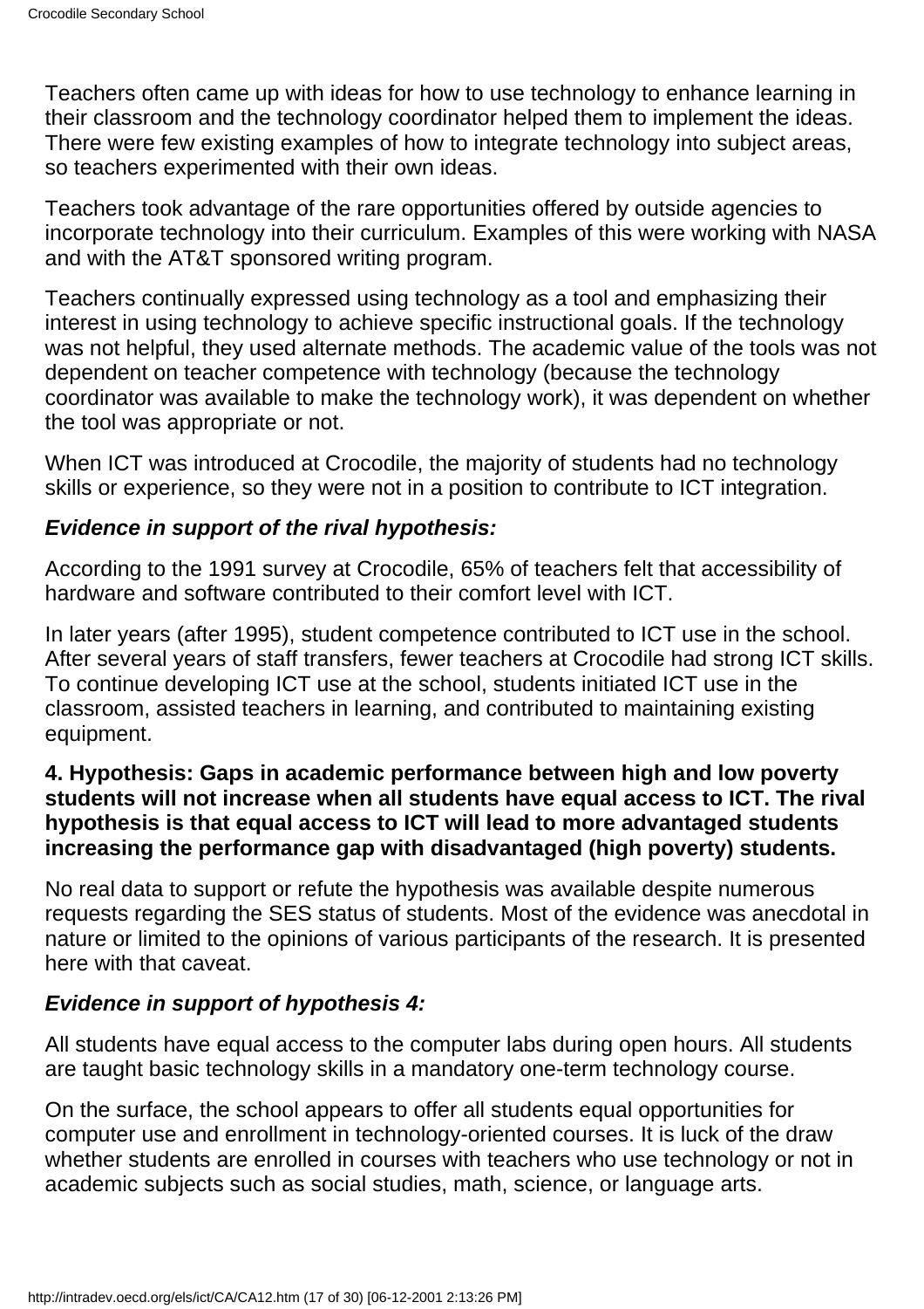Teachers often came up with ideas for how to use technology to enhance learning in their classroom and the technology coordinator helped them to implement the ideas. There were few existing examples of how to integrate technology into subject areas, so teachers experimented with their own ideas.

Teachers took advantage of the rare opportunities offered by outside agencies to incorporate technology into their curriculum. Examples of this were working with NASA and with the AT&T sponsored writing program.

Teachers continually expressed using technology as a tool and emphasizing their interest in using technology to achieve specific instructional goals. If the technology was not helpful, they used alternate methods. The academic value of the tools was not dependent on teacher competence with technology (because the technology coordinator was available to make the technology work), it was dependent on whether the tool was appropriate or not.

When ICT was introduced at Crocodile, the majority of students had no technology skills or experience, so they were not in a position to contribute to ICT integration.

***Evidence in support of the rival hypothesis:***

According to the 1991 survey at Crocodile, 65% of teachers felt that accessibility of hardware and software contributed to their comfort level with ICT.

In later years (after 1995), student competence contributed to ICT use in the school. After several years of staff transfers, fewer teachers at Crocodile had strong ICT skills. To continue developing ICT use at the school, students initiated ICT use in the classroom, assisted teachers in learning, and contributed to maintaining existing equipment.

**4. Hypothesis: Gaps in academic performance between high and low poverty students will not increase when all students have equal access to ICT. The rival hypothesis is that equal access to ICT will lead to more advantaged students increasing the performance gap with disadvantaged (high poverty) students.**

No real data to support or refute the hypothesis was available despite numerous requests regarding the SES status of students. Most of the evidence was anecdotal in nature or limited to the opinions of various participants of the research. It is presented here with that caveat.

***Evidence in support of hypothesis 4:***

All students have equal access to the computer labs during open hours. All students are taught basic technology skills in a mandatory one-term technology course.

On the surface, the school appears to offer all students equal opportunities for computer use and enrollment in technology-oriented courses. It is luck of the draw whether students are enrolled in courses with teachers who use technology or not in academic subjects such as social studies, math, science, or language arts.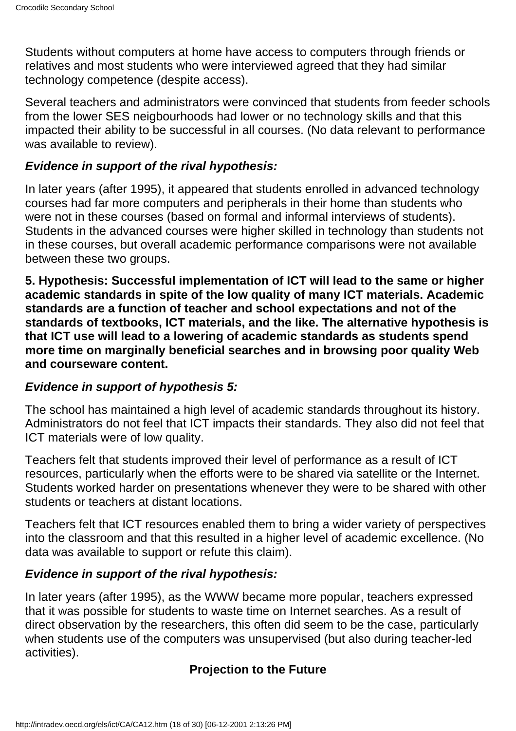Students without computers at home have access to computers through friends or relatives and most students who were interviewed agreed that they had similar technology competence (despite access).

Several teachers and administrators were convinced that students from feeder schools from the lower SES neigbourhoods had lower or no technology skills and that this impacted their ability to be successful in all courses. (No data relevant to performance was available to review).

***Evidence in support of the rival hypothesis:***

In later years (after 1995), it appeared that students enrolled in advanced technology courses had far more computers and peripherals in their home than students who were not in these courses (based on formal and informal interviews of students). Students in the advanced courses were higher skilled in technology than students not in these courses, but overall academic performance comparisons were not available between these two groups.

**5. Hypothesis: Successful implementation of ICT will lead to the same or higher academic standards in spite of the low quality of many ICT materials. Academic standards are a function of teacher and school expectations and not of the standards of textbooks, ICT materials, and the like. The alternative hypothesis is that ICT use will lead to a lowering of academic standards as students spend more time on marginally beneficial searches and in browsing poor quality Web and courseware content.**

***Evidence in support of hypothesis 5:***

The school has maintained a high level of academic standards throughout its history. Administrators do not feel that ICT impacts their standards. They also did not feel that ICT materials were of low quality.

Teachers felt that students improved their level of performance as a result of ICT resources, particularly when the efforts were to be shared via satellite or the Internet. Students worked harder on presentations whenever they were to be shared with other students or teachers at distant locations.

Teachers felt that ICT resources enabled them to bring a wider variety of perspectives into the classroom and that this resulted in a higher level of academic excellence. (No data was available to support or refute this claim).

***Evidence in support of the rival hypothesis:***

In later years (after 1995), as the WWW became more popular, teachers expressed that it was possible for students to waste time on Internet searches. As a result of direct observation by the researchers, this often did seem to be the case, particularly when students use of the computers was unsupervised (but also during teacher-led activities).

## Projection to the Future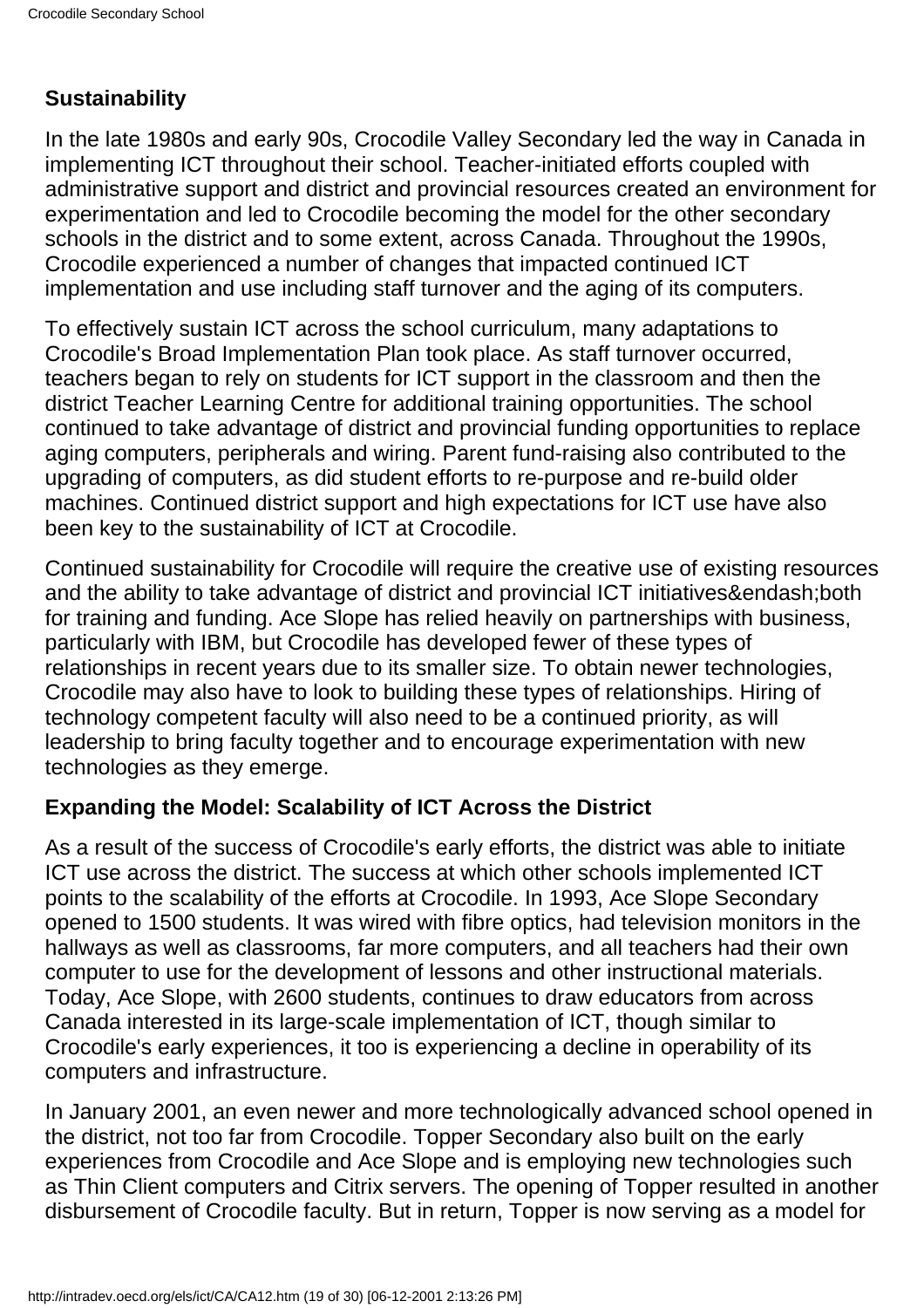### Sustainability

In the late 1980s and early 90s, Crocodile Valley Secondary led the way in Canada in implementing ICT throughout their school. Teacher-initiated efforts coupled with administrative support and district and provincial resources created an environment for experimentation and led to Crocodile becoming the model for the other secondary schools in the district and to some extent, across Canada. Throughout the 1990s, Crocodile experienced a number of changes that impacted continued ICT implementation and use including staff turnover and the aging of its computers.

To effectively sustain ICT across the school curriculum, many adaptations to Crocodile's Broad Implementation Plan took place. As staff turnover occurred, teachers began to rely on students for ICT support in the classroom and then the district Teacher Learning Centre for additional training opportunities. The school continued to take advantage of district and provincial funding opportunities to replace aging computers, peripherals and wiring. Parent fund-raising also contributed to the upgrading of computers, as did student efforts to re-purpose and re-build older machines. Continued district support and high expectations for ICT use have also been key to the sustainability of ICT at Crocodile.

Continued sustainability for Crocodile will require the creative use of existing resources and the ability to take advantage of district and provincial ICT initiatives&endash;both for training and funding. Ace Slope has relied heavily on partnerships with business, particularly with IBM, but Crocodile has developed fewer of these types of relationships in recent years due to its smaller size. To obtain newer technologies, Crocodile may also have to look to building these types of relationships. Hiring of technology competent faculty will also need to be a continued priority, as will leadership to bring faculty together and to encourage experimentation with new technologies as they emerge.

### Expanding the Model: Scalability of ICT Across the District

As a result of the success of Crocodile's early efforts, the district was able to initiate ICT use across the district. The success at which other schools implemented ICT points to the scalability of the efforts at Crocodile. In 1993, Ace Slope Secondary opened to 1500 students. It was wired with fibre optics, had television monitors in the hallways as well as classrooms, far more computers, and all teachers had their own computer to use for the development of lessons and other instructional materials. Today, Ace Slope, with 2600 students, continues to draw educators from across Canada interested in its large-scale implementation of ICT, though similar to Crocodile's early experiences, it too is experiencing a decline in operability of its computers and infrastructure.

In January 2001, an even newer and more technologically advanced school opened in the district, not too far from Crocodile. Topper Secondary also built on the early experiences from Crocodile and Ace Slope and is employing new technologies such as Thin Client computers and Citrix servers. The opening of Topper resulted in another disbursement of Crocodile faculty. But in return, Topper is now serving as a model for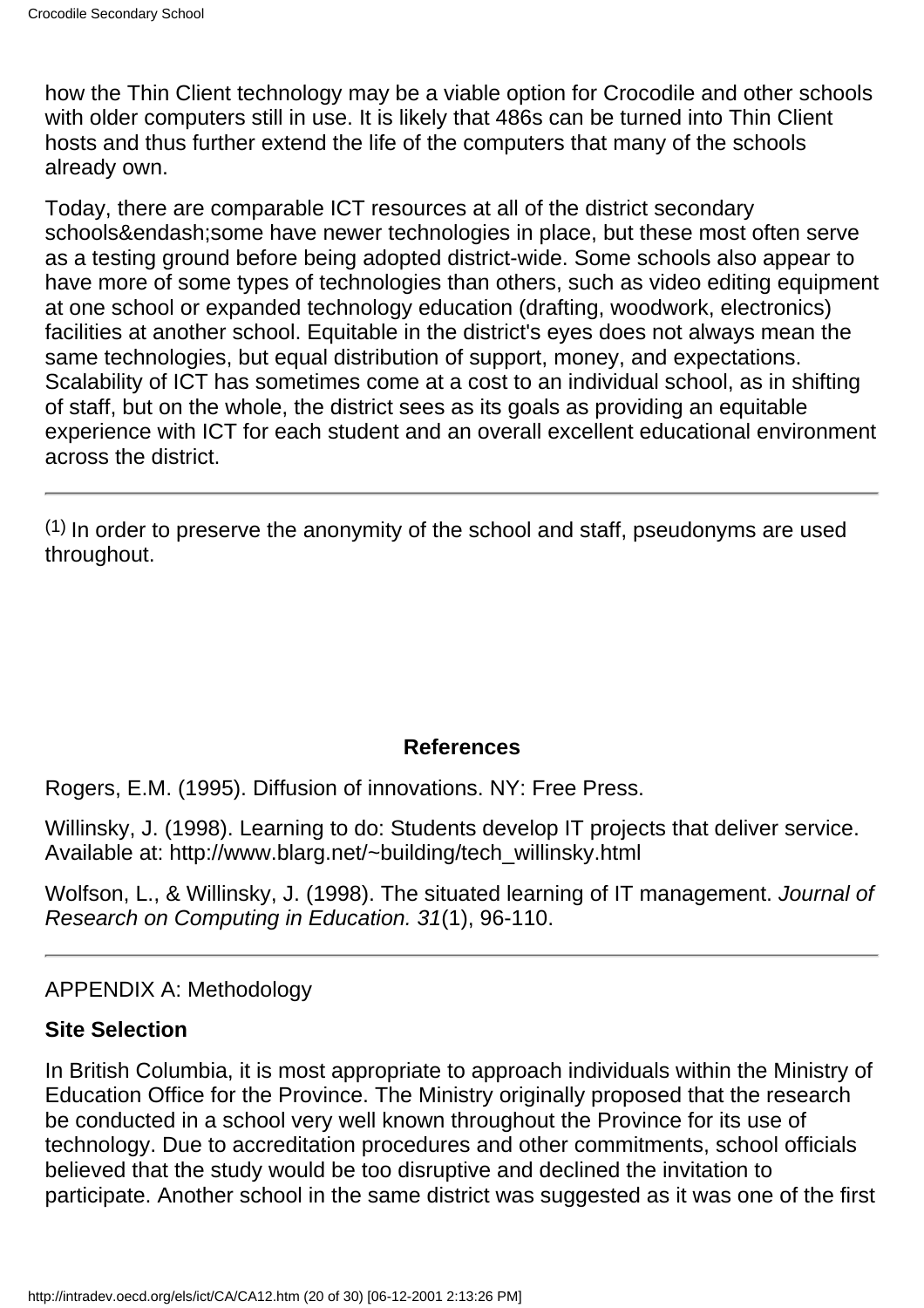how the Thin Client technology may be a viable option for Crocodile and other schools with older computers still in use. It is likely that 486s can be turned into Thin Client hosts and thus further extend the life of the computers that many of the schools already own.

Today, there are comparable ICT resources at all of the district secondary schools&endash;some have newer technologies in place, but these most often serve as a testing ground before being adopted district-wide. Some schools also appear to have more of some types of technologies than others, such as video editing equipment at one school or expanded technology education (drafting, woodwork, electronics) facilities at another school. Equitable in the district's eyes does not always mean the same technologies, but equal distribution of support, money, and expectations. Scalability of ICT has sometimes come at a cost to an individual school, as in shifting of staff, but on the whole, the district sees as its goals as providing an equitable experience with ICT for each student and an overall excellent educational environment across the district.

---

(1) In order to preserve the anonymity of the school and staff, pseudonyms are used throughout.

## References

Rogers, E.M. (1995). Diffusion of innovations. NY: Free Press.

Willinsky, J. (1998). Learning to do: Students develop IT projects that deliver service. Available at: http://www.blarg.net/~building/tech_willinsky.html

Wolfson, L., & Willinsky, J. (1998). The situated learning of IT management. *Journal of Research on Computing in Education. 31*(1), 96-110.

---

APPENDIX A: Methodology

**Site Selection**

In British Columbia, it is most appropriate to approach individuals within the Ministry of Education Office for the Province. The Ministry originally proposed that the research be conducted in a school very well known throughout the Province for its use of technology. Due to accreditation procedures and other commitments, school officials believed that the study would be too disruptive and declined the invitation to participate. Another school in the same district was suggested as it was one of the first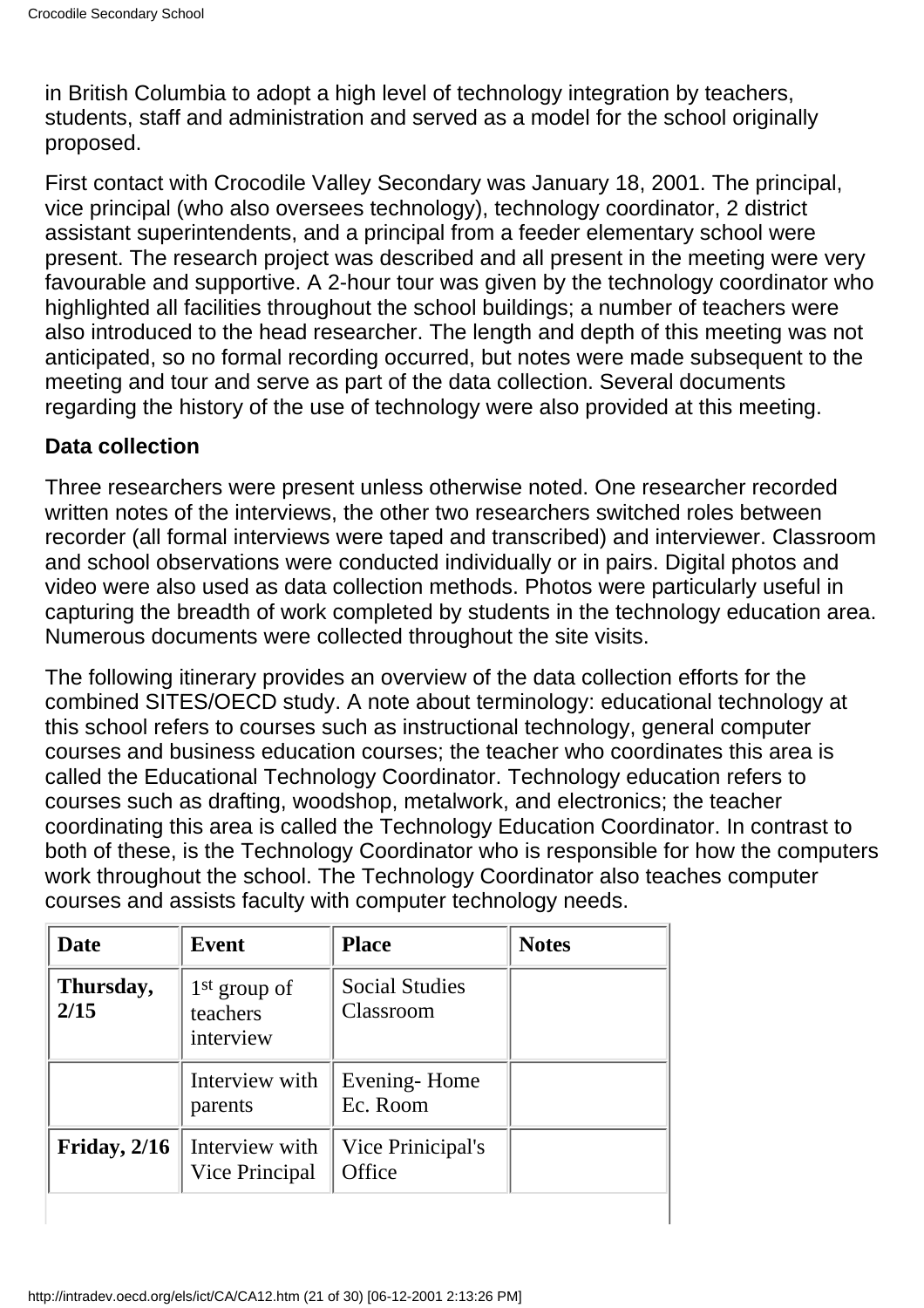in British Columbia to adopt a high level of technology integration by teachers, students, staff and administration and served as a model for the school originally proposed.

First contact with Crocodile Valley Secondary was January 18, 2001. The principal, vice principal (who also oversees technology), technology coordinator, 2 district assistant superintendents, and a principal from a feeder elementary school were present. The research project was described and all present in the meeting were very favourable and supportive. A 2-hour tour was given by the technology coordinator who highlighted all facilities throughout the school buildings; a number of teachers were also introduced to the head researcher. The length and depth of this meeting was not anticipated, so no formal recording occurred, but notes were made subsequent to the meeting and tour and serve as part of the data collection. Several documents regarding the history of the use of technology were also provided at this meeting.

**Data collection**

Three researchers were present unless otherwise noted. One researcher recorded written notes of the interviews, the other two researchers switched roles between recorder (all formal interviews were taped and transcribed) and interviewer. Classroom and school observations were conducted individually or in pairs. Digital photos and video were also used as data collection methods. Photos were particularly useful in capturing the breadth of work completed by students in the technology education area. Numerous documents were collected throughout the site visits.

The following itinerary provides an overview of the data collection efforts for the combined SITES/OECD study. A note about terminology: educational technology at this school refers to courses such as instructional technology, general computer courses and business education courses; the teacher who coordinates this area is called the Educational Technology Coordinator. Technology education refers to courses such as drafting, woodshop, metalwork, and electronics; the teacher coordinating this area is called the Technology Education Coordinator. In contrast to both of these, is the Technology Coordinator who is responsible for how the computers work throughout the school. The Technology Coordinator also teaches computer courses and assists faculty with computer technology needs.

| Date | Event | Place | Notes |
|---|---|---|---|
| **Thursday, 2/15** | 1st group of teachers interview | Social Studies Classroom | |
| | Interview with parents | Evening- Home Ec. Room | |
| **Friday, 2/16** | Interview with Vice Principal | Vice Prinicipal's Office | |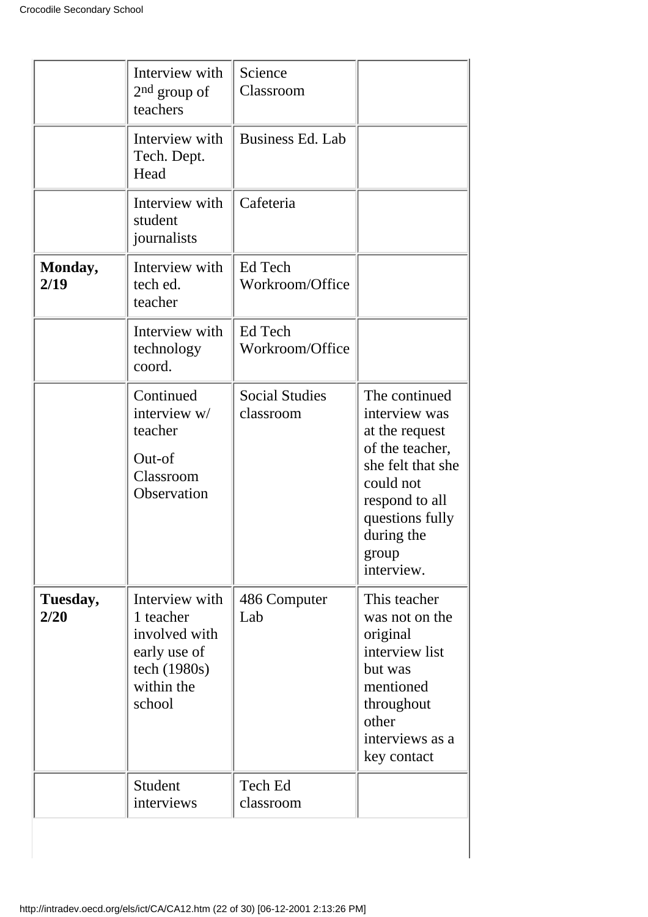| | | | |
|---|---|---|---|
| | Interview with 2nd group of teachers | Science Classroom | |
| | Interview with Tech. Dept. Head | Business Ed. Lab | |
| | Interview with student journalists | Cafeteria | |
| **Monday, 2/19** | Interview with tech ed. teacher | Ed Tech Workroom/Office | |
| | Interview with technology coord. | Ed Tech Workroom/Office | |
| | Continued interview w/ teacher<br><br>Out-of Classroom Observation | Social Studies classroom | The continued interview was at the request of the teacher, she felt that she could not respond to all questions fully during the group interview. |
| **Tuesday, 2/20** | Interview with 1 teacher involved with early use of tech (1980s) within the school | 486 Computer Lab | This teacher was not on the original interview list but was mentioned throughout other interviews as a key contact |
| | Student interviews | Tech Ed classroom | |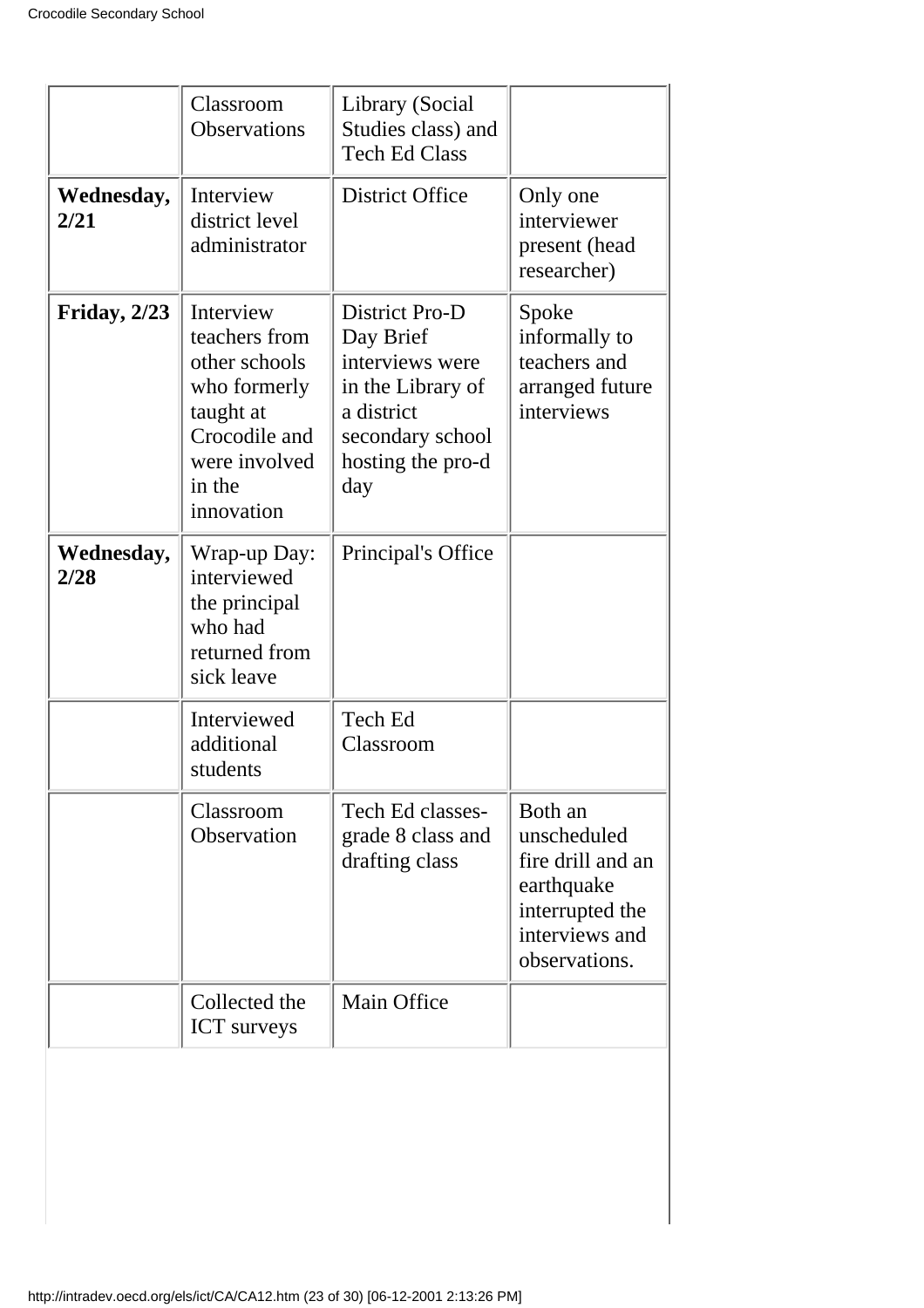| | | | |
|---|---|---|---|
| | Classroom Observations | Library (Social Studies class) and Tech Ed Class | |
| **Wednesday, 2/21** | Interview district level administrator | District Office | Only one interviewer present (head researcher) |
| **Friday, 2/23** | Interview teachers from other schools who formerly taught at Crocodile and were involved in the innovation | District Pro-D Day Brief interviews were in the Library of a district secondary school hosting the pro-d day | Spoke informally to teachers and arranged future interviews |
| **Wednesday, 2/28** | Wrap-up Day: interviewed the principal who had returned from sick leave | Principal's Office | |
| | Interviewed additional students | Tech Ed Classroom | |
| | Classroom Observation | Tech Ed classes- grade 8 class and drafting class | Both an unscheduled fire drill and an earthquake interrupted the interviews and observations. |
| | Collected the ICT surveys | Main Office | |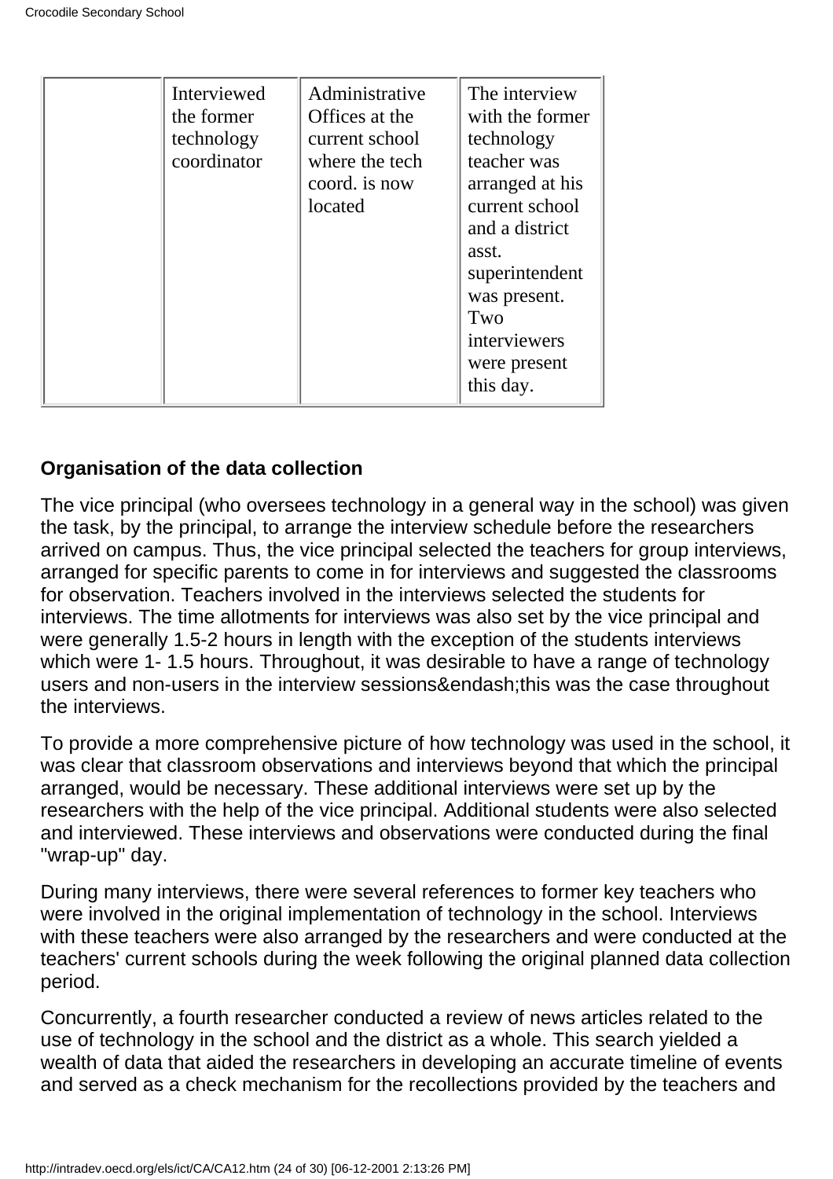| | | | |
|---|---|---|---|
| | Interviewed the former technology coordinator | Administrative Offices at the current school where the tech coord. is now located | The interview with the former technology teacher was arranged at his current school and a district asst. superintendent was present. Two interviewers were present this day. |

**Organisation of the data collection**

The vice principal (who oversees technology in a general way in the school) was given the task, by the principal, to arrange the interview schedule before the researchers arrived on campus. Thus, the vice principal selected the teachers for group interviews, arranged for specific parents to come in for interviews and suggested the classrooms for observation. Teachers involved in the interviews selected the students for interviews. The time allotments for interviews was also set by the vice principal and were generally 1.5-2 hours in length with the exception of the students interviews which were 1- 1.5 hours. Throughout, it was desirable to have a range of technology users and non-users in the interview sessions&endash;this was the case throughout the interviews.

To provide a more comprehensive picture of how technology was used in the school, it was clear that classroom observations and interviews beyond that which the principal arranged, would be necessary. These additional interviews were set up by the researchers with the help of the vice principal. Additional students were also selected and interviewed. These interviews and observations were conducted during the final "wrap-up" day.

During many interviews, there were several references to former key teachers who were involved in the original implementation of technology in the school. Interviews with these teachers were also arranged by the researchers and were conducted at the teachers' current schools during the week following the original planned data collection period.

Concurrently, a fourth researcher conducted a review of news articles related to the use of technology in the school and the district as a whole. This search yielded a wealth of data that aided the researchers in developing an accurate timeline of events and served as a check mechanism for the recollections provided by the teachers and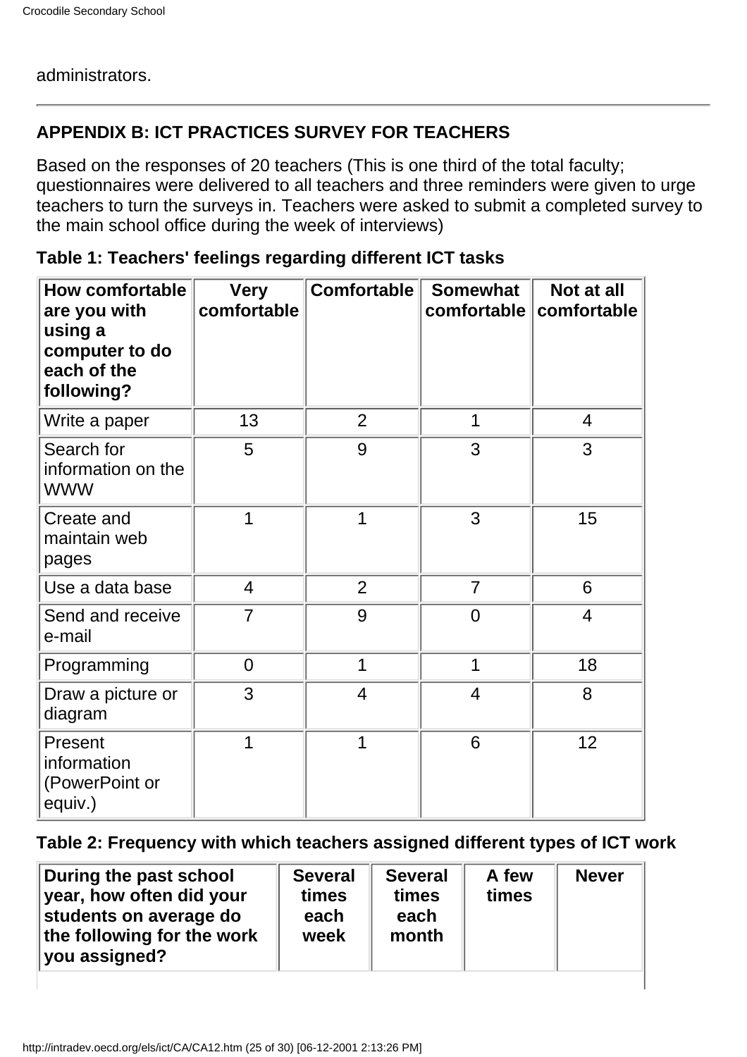administrators.

---

### APPENDIX B: ICT PRACTICES SURVEY FOR TEACHERS

Based on the responses of 20 teachers (This is one third of the total faculty; questionnaires were delivered to all teachers and three reminders were given to urge teachers to turn the surveys in. Teachers were asked to submit a completed survey to the main school office during the week of interviews)

**Table 1: Teachers' feelings regarding different ICT tasks**

| How comfortable are you with using a computer to do each of the following? | Very comfortable | Comfortable | Somewhat comfortable | Not at all comfortable |
|---|---|---|---|---|
| Write a paper | 13 | 2 | 1 | 4 |
| Search for information on the WWW | 5 | 9 | 3 | 3 |
| Create and maintain web pages | 1 | 1 | 3 | 15 |
| Use a data base | 4 | 2 | 7 | 6 |
| Send and receive e-mail | 7 | 9 | 0 | 4 |
| Programming | 0 | 1 | 1 | 18 |
| Draw a picture or diagram | 3 | 4 | 4 | 8 |
| Present information (PowerPoint or equiv.) | 1 | 1 | 6 | 12 |

**Table 2: Frequency with which teachers assigned different types of ICT work**

| During the past school year, how often did your students on average do the following for the work you assigned? | Several times each week | Several times each month | A few times | Never |
|---|---|---|---|---|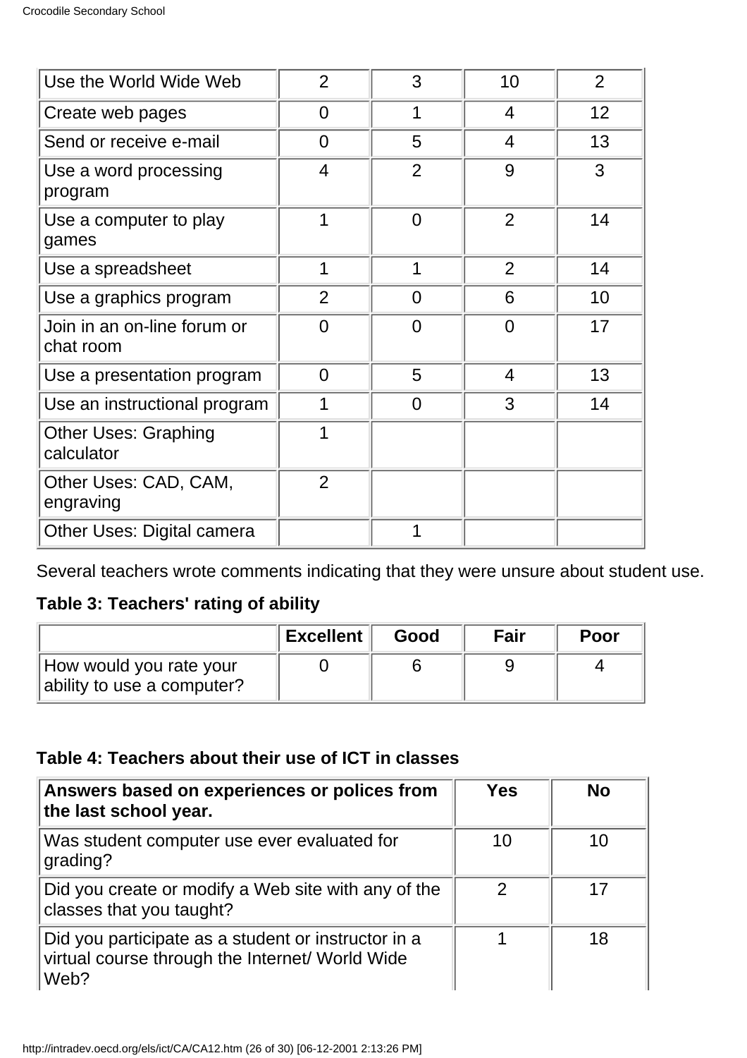| | | | | |
|---|---|---|---|---|
| Use the World Wide Web | 2 | 3 | 10 | 2 |
| Create web pages | 0 | 1 | 4 | 12 |
| Send or receive e-mail | 0 | 5 | 4 | 13 |
| Use a word processing program | 4 | 2 | 9 | 3 |
| Use a computer to play games | 1 | 0 | 2 | 14 |
| Use a spreadsheet | 1 | 1 | 2 | 14 |
| Use a graphics program | 2 | 0 | 6 | 10 |
| Join in an on-line forum or chat room | 0 | 0 | 0 | 17 |
| Use a presentation program | 0 | 5 | 4 | 13 |
| Use an instructional program | 1 | 0 | 3 | 14 |
| Other Uses: Graphing calculator | 1 | | | |
| Other Uses: CAD, CAM, engraving | 2 | | | |
| Other Uses: Digital camera | | 1 | | |

Several teachers wrote comments indicating that they were unsure about student use.

**Table 3: Teachers' rating of ability**

| | Excellent | Good | Fair | Poor |
|---|---|---|---|---|
| How would you rate your ability to use a computer? | 0 | 6 | 9 | 4 |

**Table 4: Teachers about their use of ICT in classes**

| Answers based on experiences or polices from the last school year. | Yes | No |
|---|---|---|
| Was student computer use ever evaluated for grading? | 10 | 10 |
| Did you create or modify a Web site with any of the classes that you taught? | 2 | 17 |
| Did you participate as a student or instructor in a virtual course through the Internet/ World Wide Web? | 1 | 18 |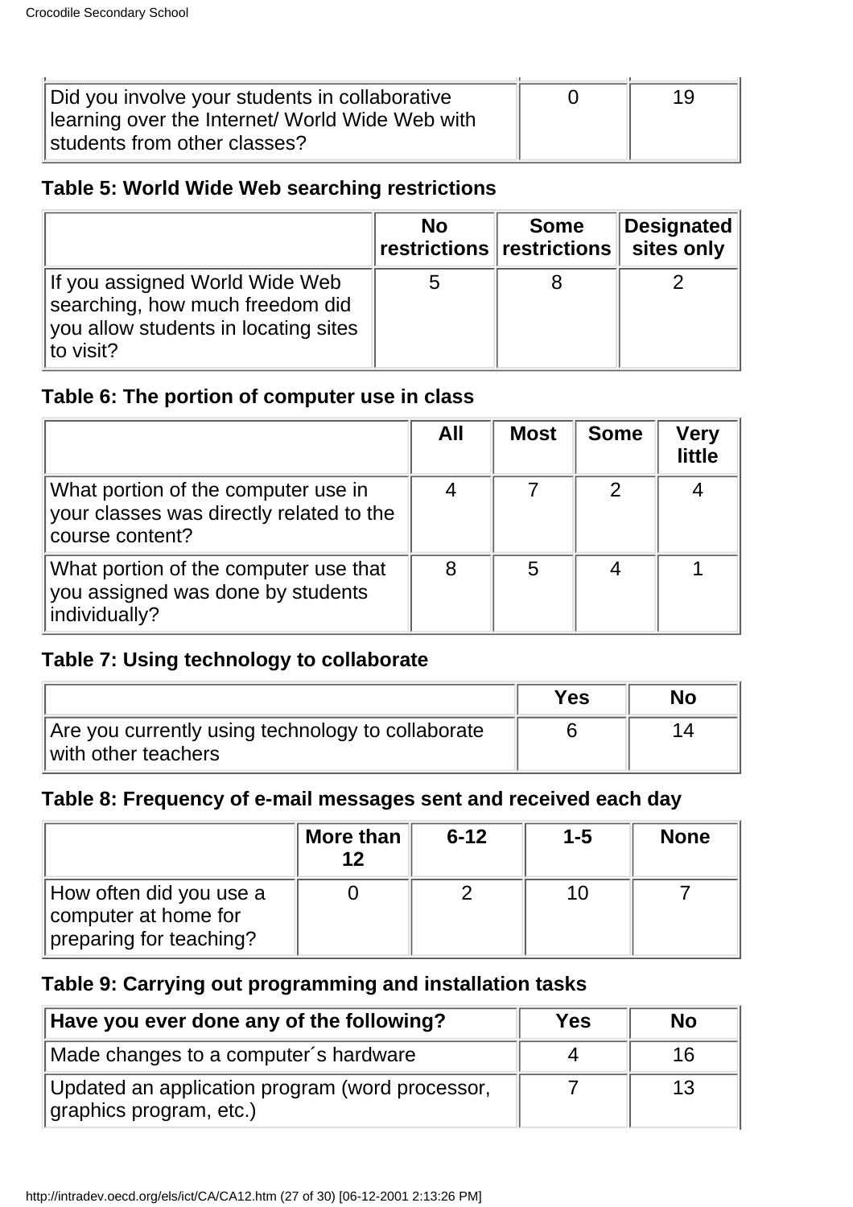| | | |
|---|---|---|
| Did you involve your students in collaborative learning over the Internet/ World Wide Web with students from other classes? | 0 | 19 |

**Table 5: World Wide Web searching restrictions**

| | No restrictions | Some restrictions | Designated sites only |
|---|---|---|---|
| If you assigned World Wide Web searching, how much freedom did you allow students in locating sites to visit? | 5 | 8 | 2 |

**Table 6: The portion of computer use in class**

| | All | Most | Some | Very little |
|---|---|---|---|---|
| What portion of the computer use in your classes was directly related to the course content? | 4 | 7 | 2 | 4 |
| What portion of the computer use that you assigned was done by students individually? | 8 | 5 | 4 | 1 |

**Table 7: Using technology to collaborate**

| | Yes | No |
|---|---|---|
| Are you currently using technology to collaborate with other teachers | 6 | 14 |

**Table 8: Frequency of e-mail messages sent and received each day**

| | More than 12 | 6-12 | 1-5 | None |
|---|---|---|---|---|
| How often did you use a computer at home for preparing for teaching? | 0 | 2 | 10 | 7 |

**Table 9: Carrying out programming and installation tasks**

| Have you ever done any of the following? | Yes | No |
|---|---|---|
| Made changes to a computer´s hardware | 4 | 16 |
| Updated an application program (word processor, graphics program, etc.) | 7 | 13 |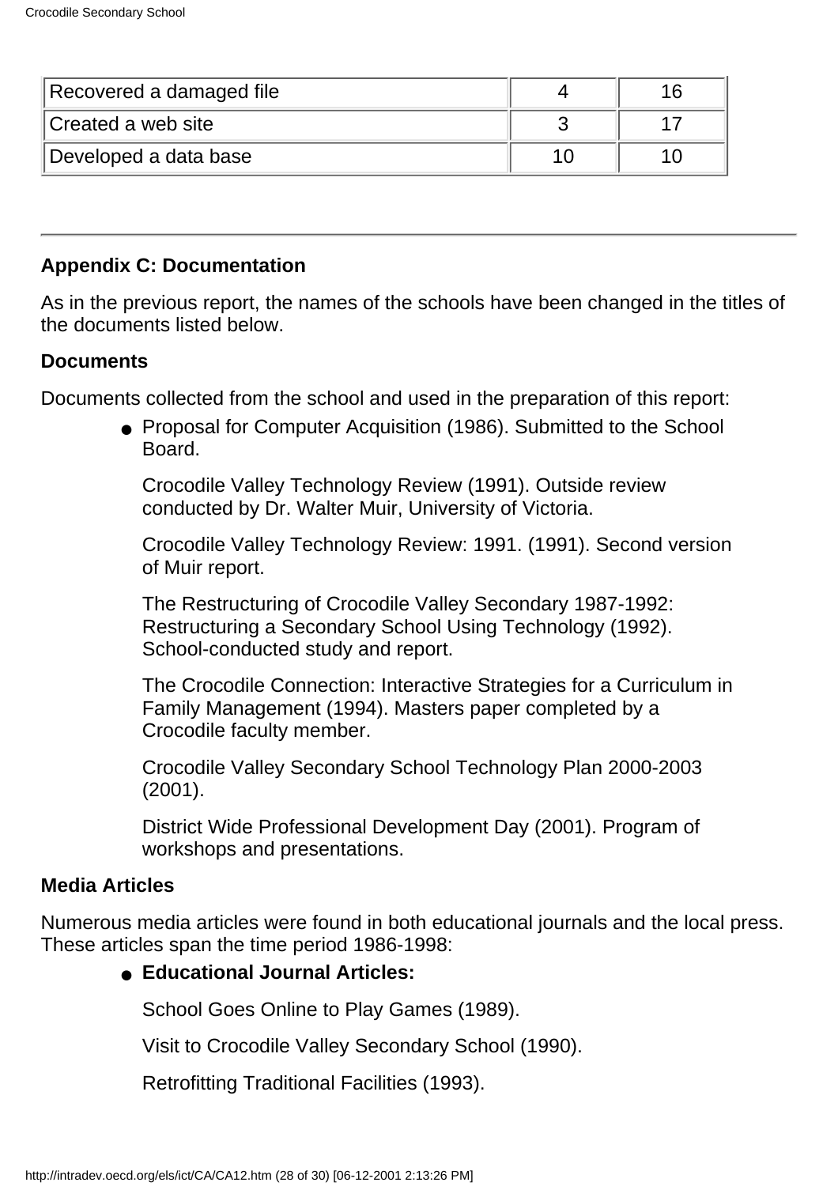| | | |
|---|---|---|
| Recovered a damaged file | 4 | 16 |
| Created a web site | 3 | 17 |
| Developed a data base | 10 | 10 |

---

**Appendix C: Documentation**

As in the previous report, the names of the schools have been changed in the titles of the documents listed below.

**Documents**

Documents collected from the school and used in the preparation of this report:

- Proposal for Computer Acquisition (1986). Submitted to the School Board.

  Crocodile Valley Technology Review (1991). Outside review conducted by Dr. Walter Muir, University of Victoria.

  Crocodile Valley Technology Review: 1991. (1991). Second version of Muir report.

  The Restructuring of Crocodile Valley Secondary 1987-1992: Restructuring a Secondary School Using Technology (1992). School-conducted study and report.

  The Crocodile Connection: Interactive Strategies for a Curriculum in Family Management (1994). Masters paper completed by a Crocodile faculty member.

  Crocodile Valley Secondary School Technology Plan 2000-2003 (2001).

  District Wide Professional Development Day (2001). Program of workshops and presentations.

**Media Articles**

Numerous media articles were found in both educational journals and the local press. These articles span the time period 1986-1998:

- **Educational Journal Articles:**

  School Goes Online to Play Games (1989).

  Visit to Crocodile Valley Secondary School (1990).

  Retrofitting Traditional Facilities (1993).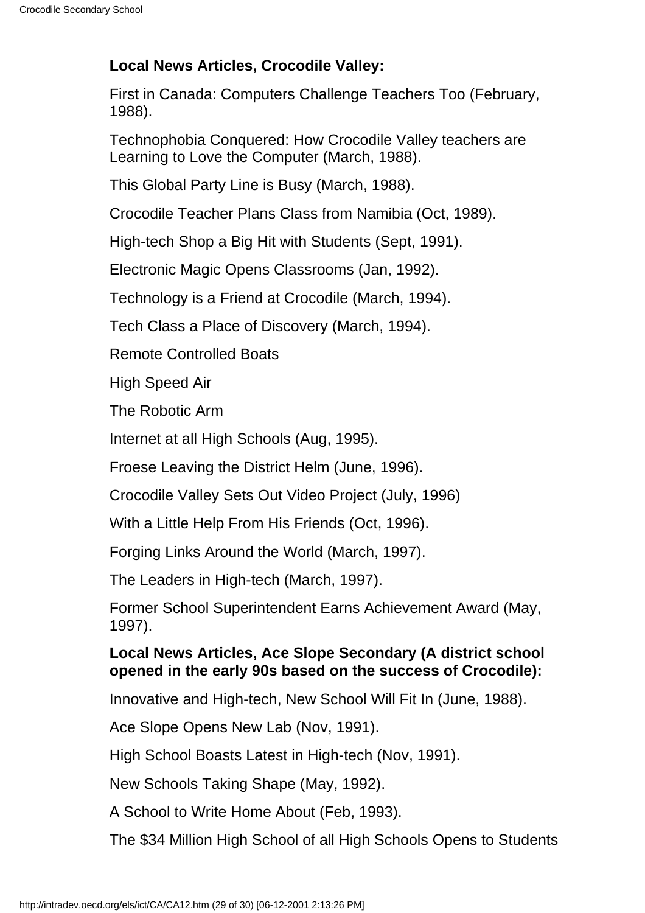**Local News Articles, Crocodile Valley:**

First in Canada: Computers Challenge Teachers Too (February, 1988).

Technophobia Conquered: How Crocodile Valley teachers are Learning to Love the Computer (March, 1988).

This Global Party Line is Busy (March, 1988).

Crocodile Teacher Plans Class from Namibia (Oct, 1989).

High-tech Shop a Big Hit with Students (Sept, 1991).

Electronic Magic Opens Classrooms (Jan, 1992).

Technology is a Friend at Crocodile (March, 1994).

Tech Class a Place of Discovery (March, 1994).

Remote Controlled Boats

High Speed Air

The Robotic Arm

Internet at all High Schools (Aug, 1995).

Froese Leaving the District Helm (June, 1996).

Crocodile Valley Sets Out Video Project (July, 1996)

With a Little Help From His Friends (Oct, 1996).

Forging Links Around the World (March, 1997).

The Leaders in High-tech (March, 1997).

Former School Superintendent Earns Achievement Award (May, 1997).

**Local News Articles, Ace Slope Secondary (A district school opened in the early 90s based on the success of Crocodile):**

Innovative and High-tech, New School Will Fit In (June, 1988).

Ace Slope Opens New Lab (Nov, 1991).

High School Boasts Latest in High-tech (Nov, 1991).

New Schools Taking Shape (May, 1992).

A School to Write Home About (Feb, 1993).

The $34 Million High School of all High Schools Opens to Students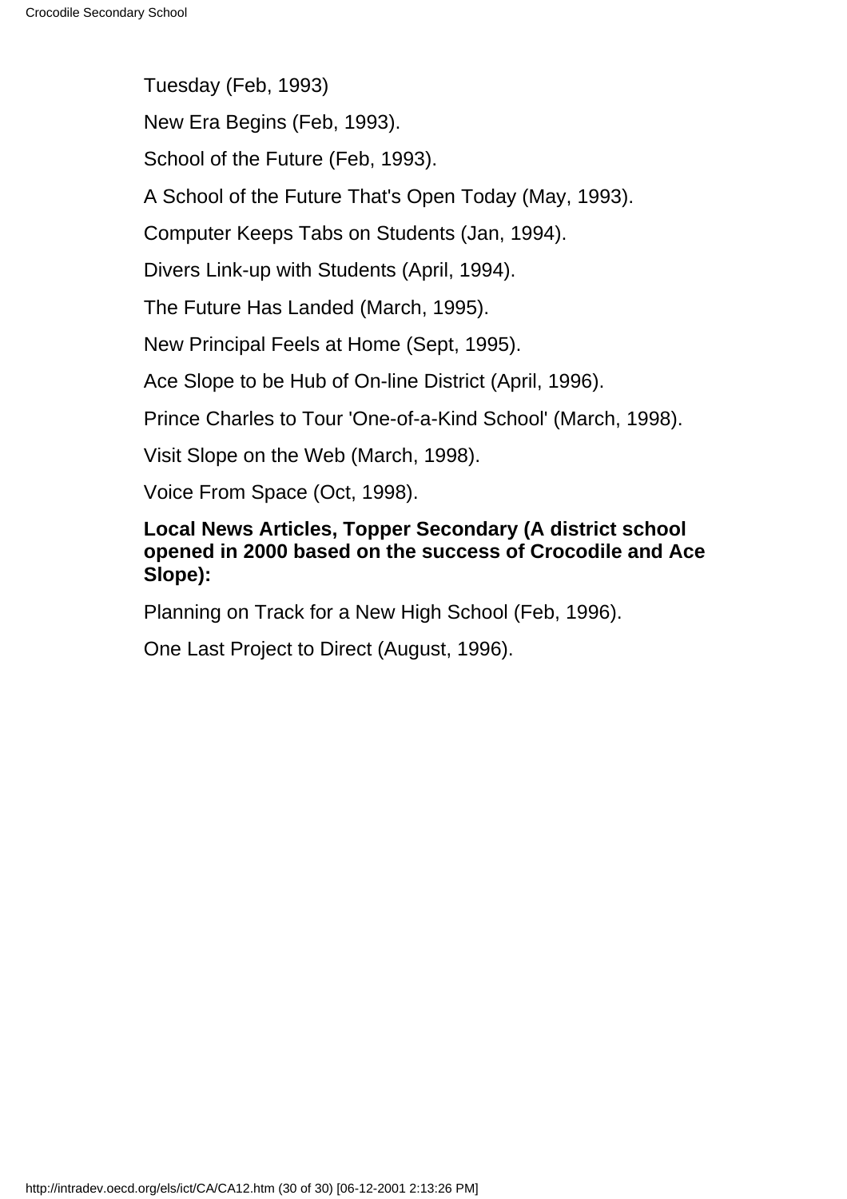Tuesday (Feb, 1993)

New Era Begins (Feb, 1993).

School of the Future (Feb, 1993).

A School of the Future That's Open Today (May, 1993).

Computer Keeps Tabs on Students (Jan, 1994).

Divers Link-up with Students (April, 1994).

The Future Has Landed (March, 1995).

New Principal Feels at Home (Sept, 1995).

Ace Slope to be Hub of On-line District (April, 1996).

Prince Charles to Tour 'One-of-a-Kind School' (March, 1998).

Visit Slope on the Web (March, 1998).

Voice From Space (Oct, 1998).

**Local News Articles, Topper Secondary (A district school opened in 2000 based on the success of Crocodile and Ace Slope):**

Planning on Track for a New High School (Feb, 1996).

One Last Project to Direct (August, 1996).